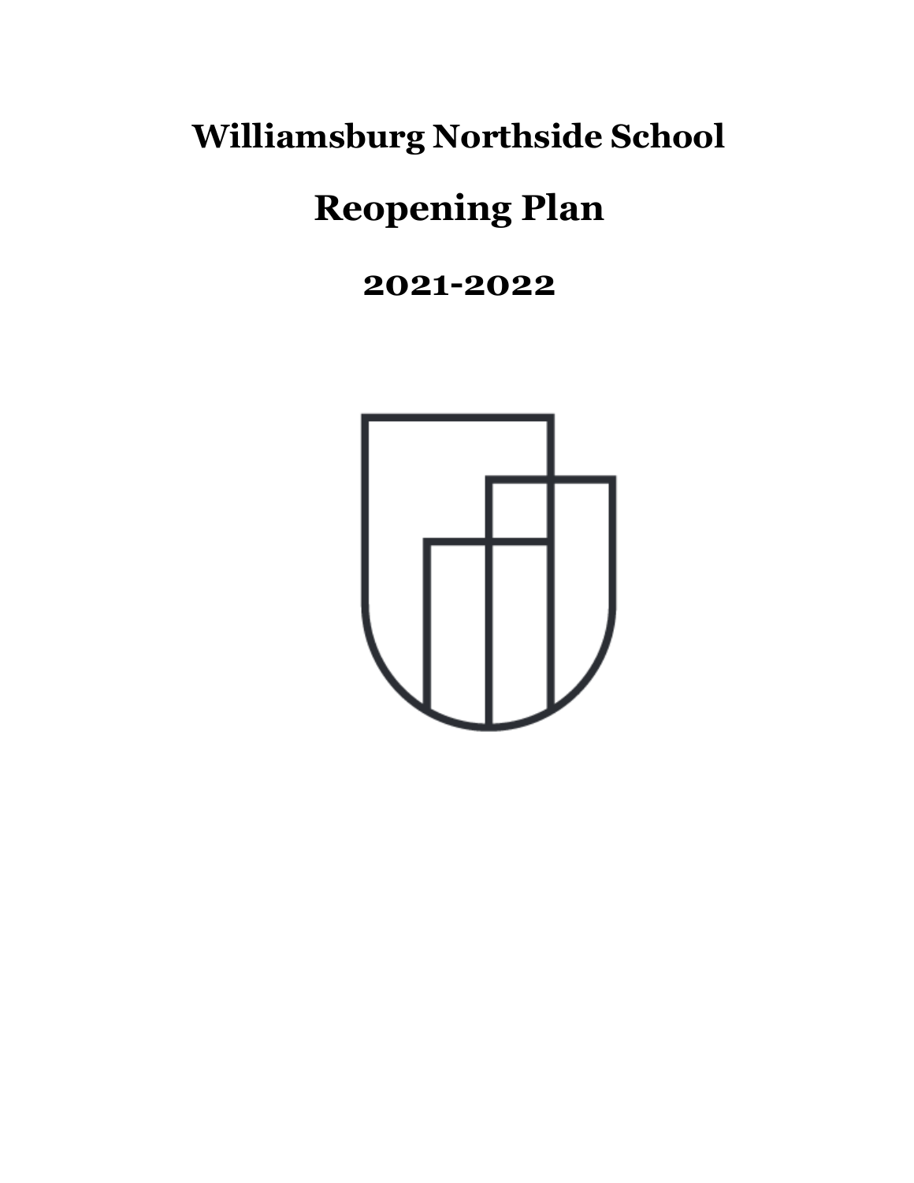# Williamsburg Northside School

# Reopening Plan

## 2021-2022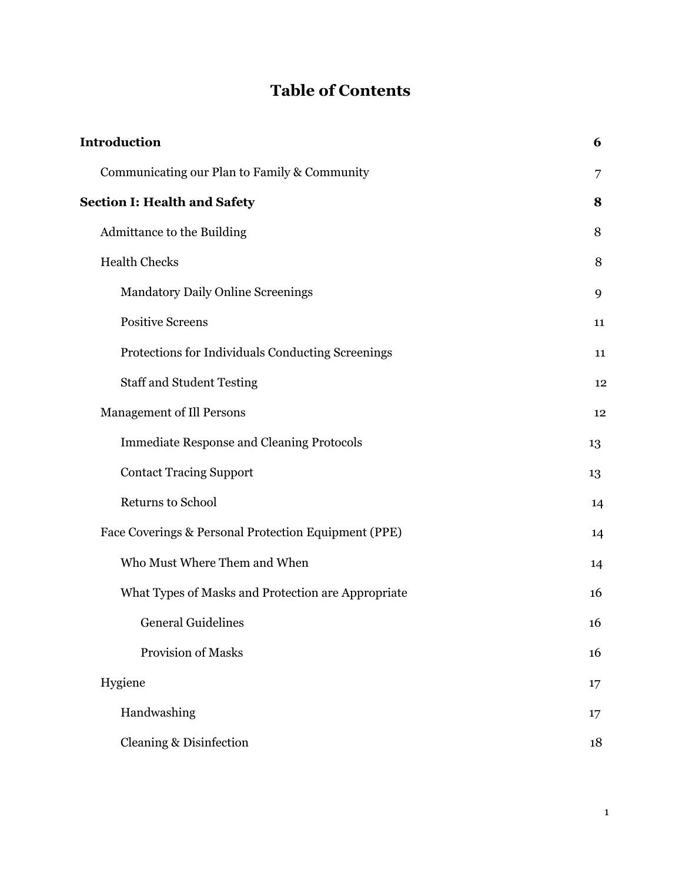# Table of Contents

| | |
|---|---|
| **Introduction** | **6** |
| Communicating our Plan to Family & Community | 7 |
| **Section I: Health and Safety** | **8** |
| Admittance to the Building | 8 |
| Health Checks | 8 |
| Mandatory Daily Online Screenings | 9 |
| Positive Screens | 11 |
| Protections for Individuals Conducting Screenings | 11 |
| Staff and Student Testing | 12 |
| Management of Ill Persons | 12 |
| Immediate Response and Cleaning Protocols | 13 |
| Contact Tracing Support | 13 |
| Returns to School | 14 |
| Face Coverings & Personal Protection Equipment (PPE) | 14 |
| Who Must Where Them and When | 14 |
| What Types of Masks and Protection are Appropriate | 16 |
| General Guidelines | 16 |
| Provision of Masks | 16 |
| Hygiene | 17 |
| Handwashing | 17 |
| Cleaning & Disinfection | 18 |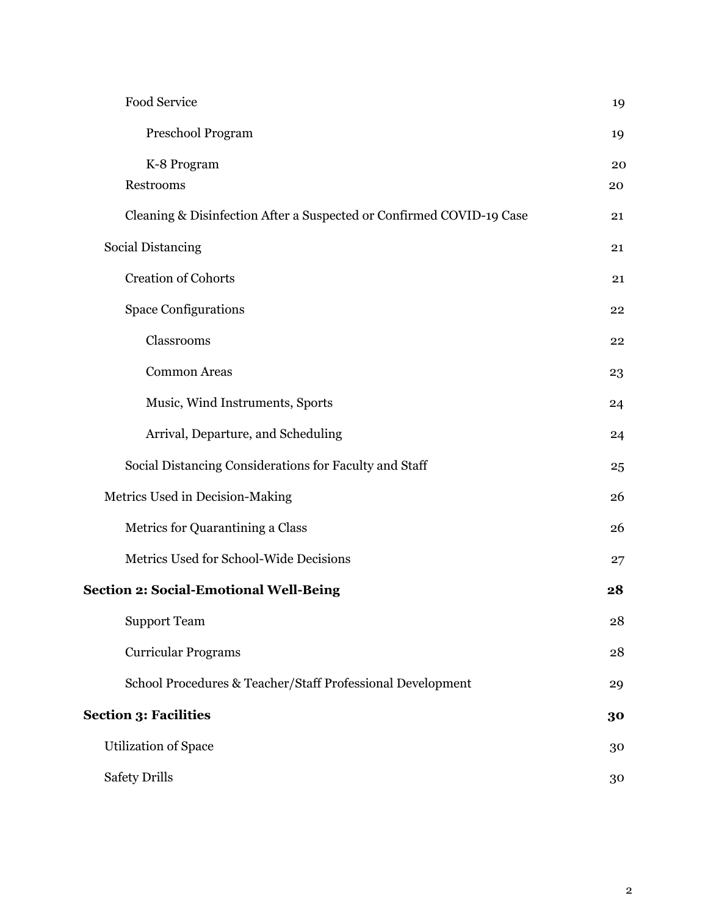- Food Service 19
    - Preschool Program 19
    - K-8 Program 20
- Restrooms 20
- Cleaning & Disinfection After a Suspected or Confirmed COVID-19 Case 21

Social Distancing 21

- Creation of Cohorts 21
- Space Configurations 22
    - Classrooms 22
    - Common Areas 23
    - Music, Wind Instruments, Sports 24
    - Arrival, Departure, and Scheduling 24
- Social Distancing Considerations for Faculty and Staff 25

Metrics Used in Decision-Making 26

- Metrics for Quarantining a Class 26
- Metrics Used for School-Wide Decisions 27

**Section 2: Social-Emotional Well-Being** **28**

- Support Team 28
- Curricular Programs 28
- School Procedures & Teacher/Staff Professional Development 29

**Section 3: Facilities** **30**

Utilization of Space 30

Safety Drills 30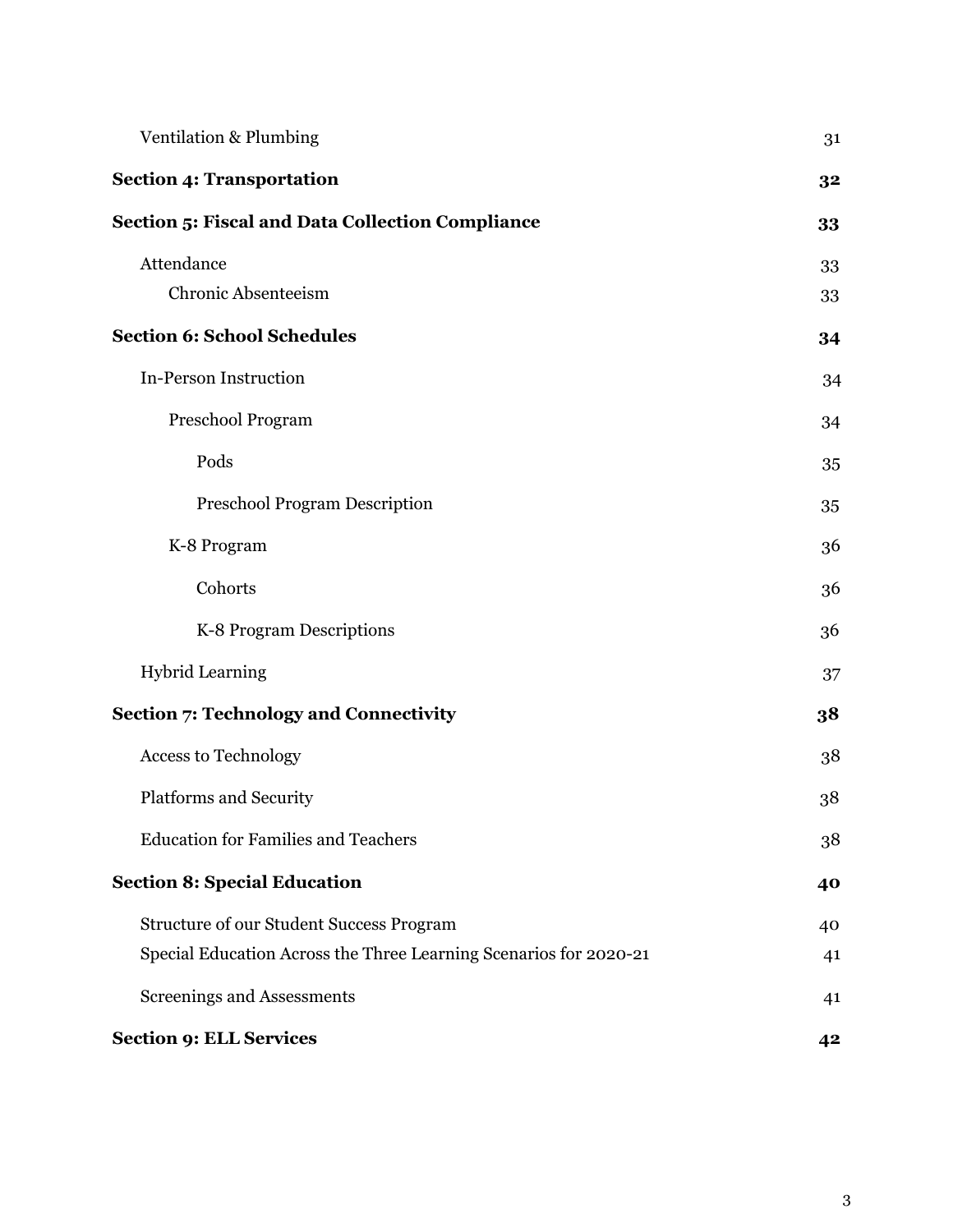Ventilation & Plumbing 31

**Section 4: Transportation** **32**

**Section 5: Fiscal and Data Collection Compliance** **33**

Attendance 33

Chronic Absenteeism 33

**Section 6: School Schedules** **34**

In-Person Instruction 34

Preschool Program 34

Pods 35

Preschool Program Description 35

K-8 Program 36

Cohorts 36

K-8 Program Descriptions 36

Hybrid Learning 37

**Section 7: Technology and Connectivity** **38**

Access to Technology 38

Platforms and Security 38

Education for Families and Teachers 38

**Section 8: Special Education** **40**

Structure of our Student Success Program 40

Special Education Across the Three Learning Scenarios for 2020-21 41

Screenings and Assessments 41

**Section 9: ELL Services** **42**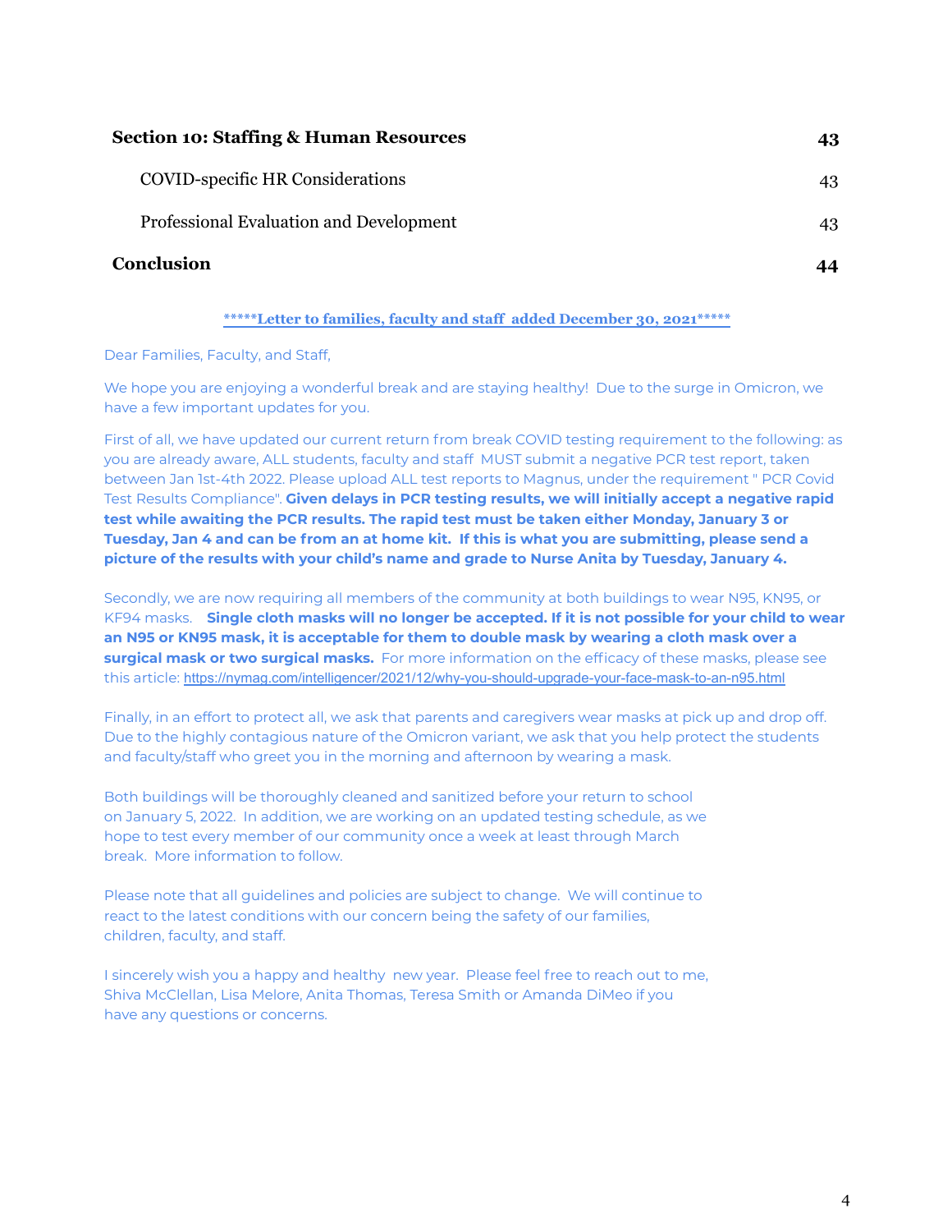| | |
|---|---|
| **Section 10: Staffing & Human Resources** | **43** |
| COVID-specific HR Considerations | 43 |
| Professional Evaluation and Development | 43 |
| **Conclusion** | **44** |

**\*\*\*\*\*Letter to families, faculty and staff added December 30, 2021\*\*\*\*\***

Dear Families, Faculty, and Staff,

We hope you are enjoying a wonderful break and are staying healthy! Due to the surge in Omicron, we have a few important updates for you.

First of all, we have updated our current return from break COVID testing requirement to the following: as you are already aware, ALL students, faculty and staff MUST submit a negative PCR test report, taken between Jan 1st-4th 2022. Please upload ALL test reports to Magnus, under the requirement " PCR Covid Test Results Compliance". **Given delays in PCR testing results, we will initially accept a negative rapid test while awaiting the PCR results. The rapid test must be taken either Monday, January 3 or Tuesday, Jan 4 and can be from an at home kit. If this is what you are submitting, please send a picture of the results with your child's name and grade to Nurse Anita by Tuesday, January 4.**

Secondly, we are now requiring all members of the community at both buildings to wear N95, KN95, or KF94 masks. **Single cloth masks will no longer be accepted. If it is not possible for your child to wear an N95 or KN95 mask, it is acceptable for them to double mask by wearing a cloth mask over a surgical mask or two surgical masks.** For more information on the efficacy of these masks, please see this article: https://nymag.com/intelligencer/2021/12/why-you-should-upgrade-your-face-mask-to-an-n95.html

Finally, in an effort to protect all, we ask that parents and caregivers wear masks at pick up and drop off. Due to the highly contagious nature of the Omicron variant, we ask that you help protect the students and faculty/staff who greet you in the morning and afternoon by wearing a mask.

Both buildings will be thoroughly cleaned and sanitized before your return to school on January 5, 2022. In addition, we are working on an updated testing schedule, as we hope to test every member of our community once a week at least through March break. More information to follow.

Please note that all guidelines and policies are subject to change. We will continue to react to the latest conditions with our concern being the safety of our families, children, faculty, and staff.

I sincerely wish you a happy and healthy new year. Please feel free to reach out to me, Shiva McClellan, Lisa Melore, Anita Thomas, Teresa Smith or Amanda DiMeo if you have any questions or concerns.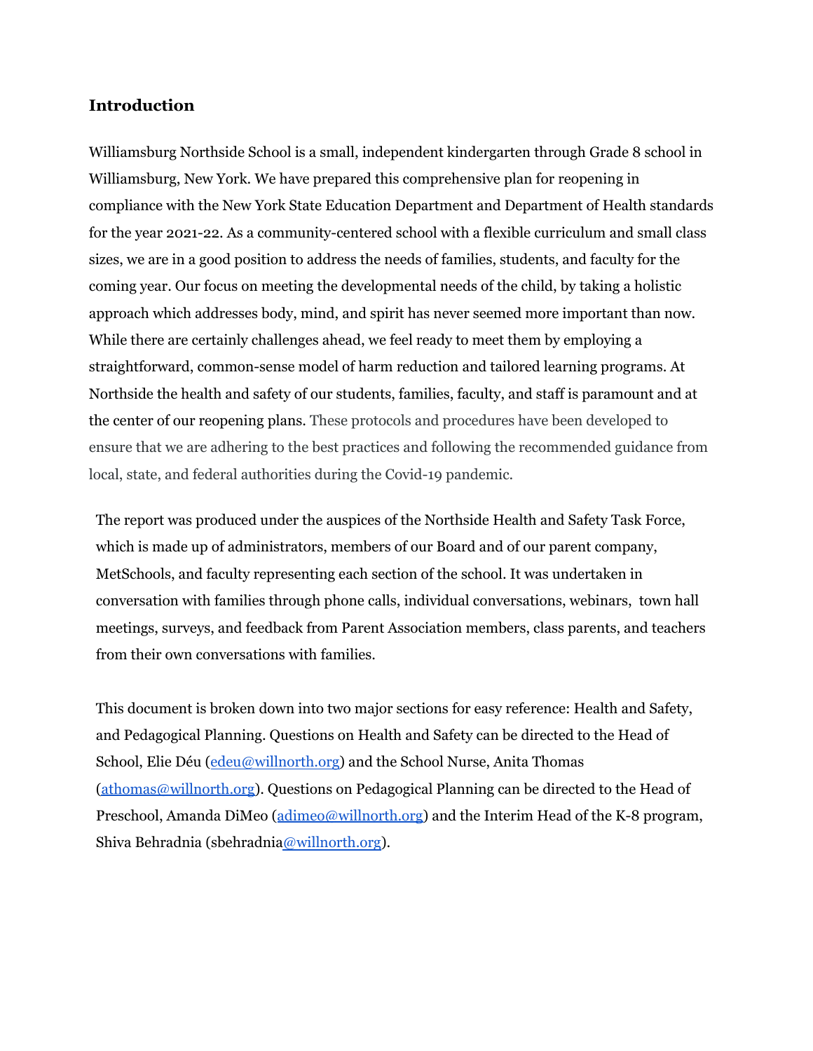## Introduction

Williamsburg Northside School is a small, independent kindergarten through Grade 8 school in Williamsburg, New York. We have prepared this comprehensive plan for reopening in compliance with the New York State Education Department and Department of Health standards for the year 2021-22. As a community-centered school with a flexible curriculum and small class sizes, we are in a good position to address the needs of families, students, and faculty for the coming year. Our focus on meeting the developmental needs of the child, by taking a holistic approach which addresses body, mind, and spirit has never seemed more important than now. While there are certainly challenges ahead, we feel ready to meet them by employing a straightforward, common-sense model of harm reduction and tailored learning programs. At Northside the health and safety of our students, families, faculty, and staff is paramount and at the center of our reopening plans. These protocols and procedures have been developed to ensure that we are adhering to the best practices and following the recommended guidance from local, state, and federal authorities during the Covid-19 pandemic.

The report was produced under the auspices of the Northside Health and Safety Task Force, which is made up of administrators, members of our Board and of our parent company, MetSchools, and faculty representing each section of the school. It was undertaken in conversation with families through phone calls, individual conversations, webinars, town hall meetings, surveys, and feedback from Parent Association members, class parents, and teachers from their own conversations with families.

This document is broken down into two major sections for easy reference: Health and Safety, and Pedagogical Planning. Questions on Health and Safety can be directed to the Head of School, Elie Déu (edeu@willnorth.org) and the School Nurse, Anita Thomas (athomas@willnorth.org). Questions on Pedagogical Planning can be directed to the Head of Preschool, Amanda DiMeo (adimeo@willnorth.org) and the Interim Head of the K-8 program, Shiva Behradnia (sbehradnia@willnorth.org).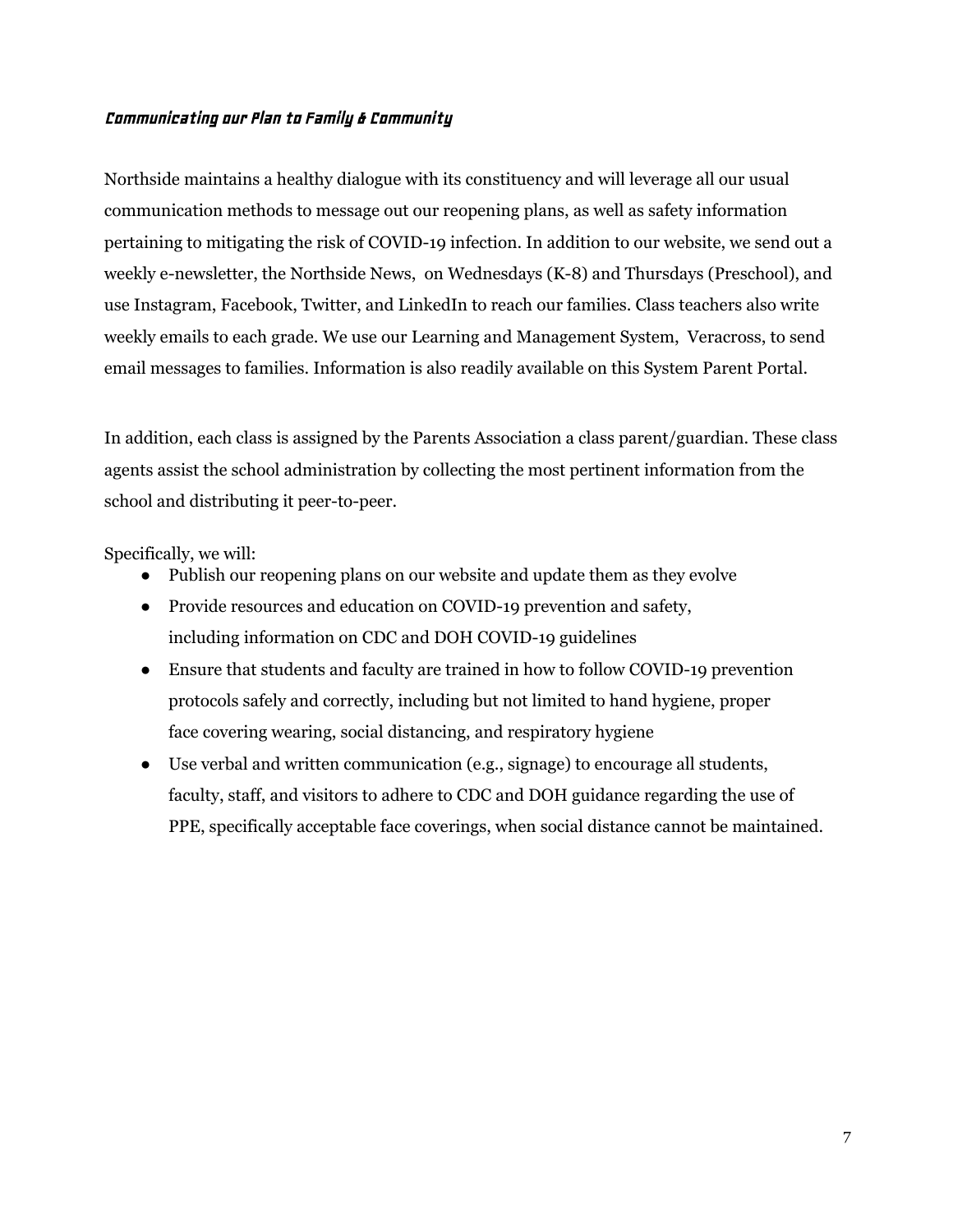### *Communicating our Plan to Family & Community*

Northside maintains a healthy dialogue with its constituency and will leverage all our usual communication methods to message out our reopening plans, as well as safety information pertaining to mitigating the risk of COVID-19 infection. In addition to our website, we send out a weekly e-newsletter, the Northside News, on Wednesdays (K-8) and Thursdays (Preschool), and use Instagram, Facebook, Twitter, and LinkedIn to reach our families. Class teachers also write weekly emails to each grade. We use our Learning and Management System, Veracross, to send email messages to families. Information is also readily available on this System Parent Portal.

In addition, each class is assigned by the Parents Association a class parent/guardian. These class agents assist the school administration by collecting the most pertinent information from the school and distributing it peer-to-peer.

Specifically, we will:

- Publish our reopening plans on our website and update them as they evolve
- Provide resources and education on COVID-19 prevention and safety, including information on CDC and DOH COVID-19 guidelines
- Ensure that students and faculty are trained in how to follow COVID-19 prevention protocols safely and correctly, including but not limited to hand hygiene, proper face covering wearing, social distancing, and respiratory hygiene
- Use verbal and written communication (e.g., signage) to encourage all students, faculty, staff, and visitors to adhere to CDC and DOH guidance regarding the use of PPE, specifically acceptable face coverings, when social distance cannot be maintained.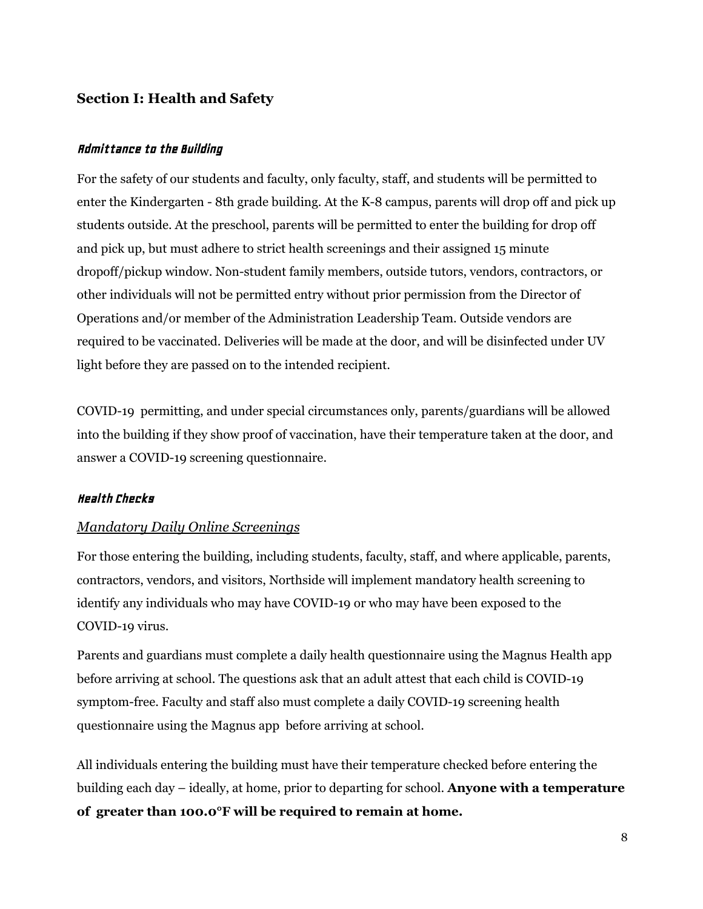## Section I: Health and Safety

### *Admittance to the Building*

For the safety of our students and faculty, only faculty, staff, and students will be permitted to enter the Kindergarten - 8th grade building. At the K-8 campus, parents will drop off and pick up students outside. At the preschool, parents will be permitted to enter the building for drop off and pick up, but must adhere to strict health screenings and their assigned 15 minute dropoff/pickup window. Non-student family members, outside tutors, vendors, contractors, or other individuals will not be permitted entry without prior permission from the Director of Operations and/or member of the Administration Leadership Team. Outside vendors are required to be vaccinated. Deliveries will be made at the door, and will be disinfected under UV light before they are passed on to the intended recipient.

COVID-19 permitting, and under special circumstances only, parents/guardians will be allowed into the building if they show proof of vaccination, have their temperature taken at the door, and answer a COVID-19 screening questionnaire.

### *Health Checks*

#### *Mandatory Daily Online Screenings*

For those entering the building, including students, faculty, staff, and where applicable, parents, contractors, vendors, and visitors, Northside will implement mandatory health screening to identify any individuals who may have COVID-19 or who may have been exposed to the COVID-19 virus.

Parents and guardians must complete a daily health questionnaire using the Magnus Health app before arriving at school. The questions ask that an adult attest that each child is COVID-19 symptom-free. Faculty and staff also must complete a daily COVID-19 screening health questionnaire using the Magnus app before arriving at school.

All individuals entering the building must have their temperature checked before entering the building each day – ideally, at home, prior to departing for school. **Anyone with a temperature of greater than 100.0°F will be required to remain at home.**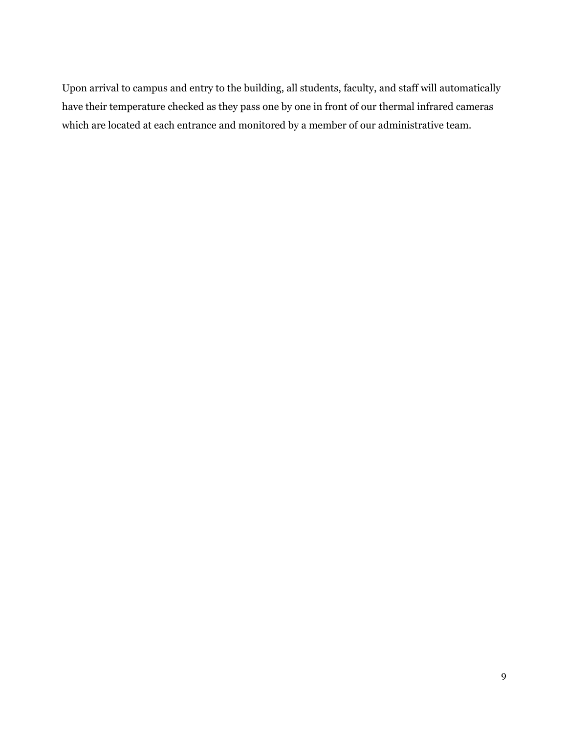Upon arrival to campus and entry to the building, all students, faculty, and staff will automatically have their temperature checked as they pass one by one in front of our thermal infrared cameras which are located at each entrance and monitored by a member of our administrative team.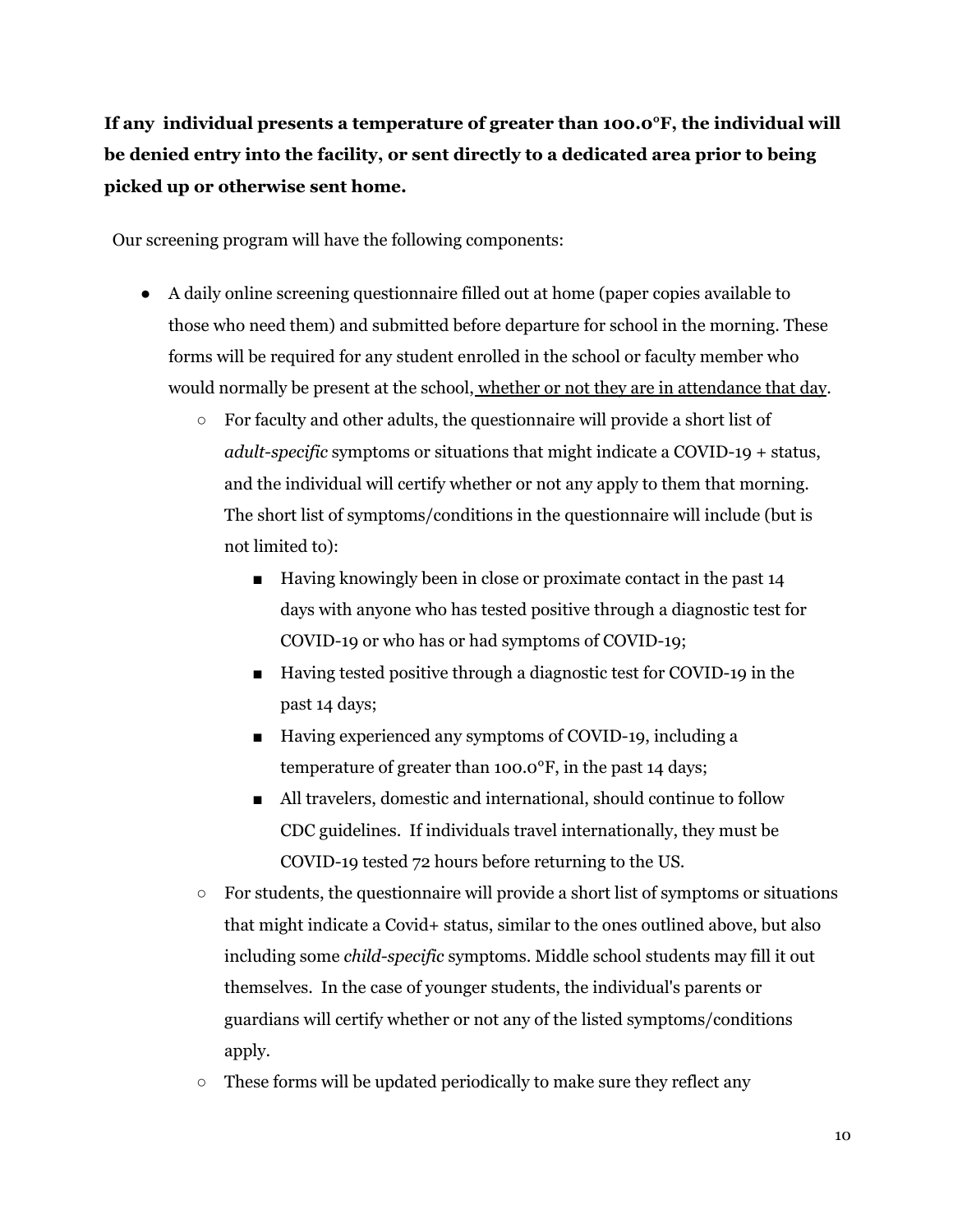**If any individual presents a temperature of greater than 100.0°F, the individual will be denied entry into the facility, or sent directly to a dedicated area prior to being picked up or otherwise sent home.**

Our screening program will have the following components:

- A daily online screening questionnaire filled out at home (paper copies available to those who need them) and submitted before departure for school in the morning. These forms will be required for any student enrolled in the school or faculty member who would normally be present at the school, <u>whether or not they are in attendance that day</u>.
    - For faculty and other adults, the questionnaire will provide a short list of *adult-specific* symptoms or situations that might indicate a COVID-19 + status, and the individual will certify whether or not any apply to them that morning. The short list of symptoms/conditions in the questionnaire will include (but is not limited to):
        - Having knowingly been in close or proximate contact in the past 14 days with anyone who has tested positive through a diagnostic test for COVID-19 or who has or had symptoms of COVID-19;
        - Having tested positive through a diagnostic test for COVID-19 in the past 14 days;
        - Having experienced any symptoms of COVID-19, including a temperature of greater than 100.0°F, in the past 14 days;
        - All travelers, domestic and international, should continue to follow CDC guidelines. If individuals travel internationally, they must be COVID-19 tested 72 hours before returning to the US.
    - For students, the questionnaire will provide a short list of symptoms or situations that might indicate a Covid+ status, similar to the ones outlined above, but also including some *child-specific* symptoms. Middle school students may fill it out themselves. In the case of younger students, the individual's parents or guardians will certify whether or not any of the listed symptoms/conditions apply.
    - These forms will be updated periodically to make sure they reflect any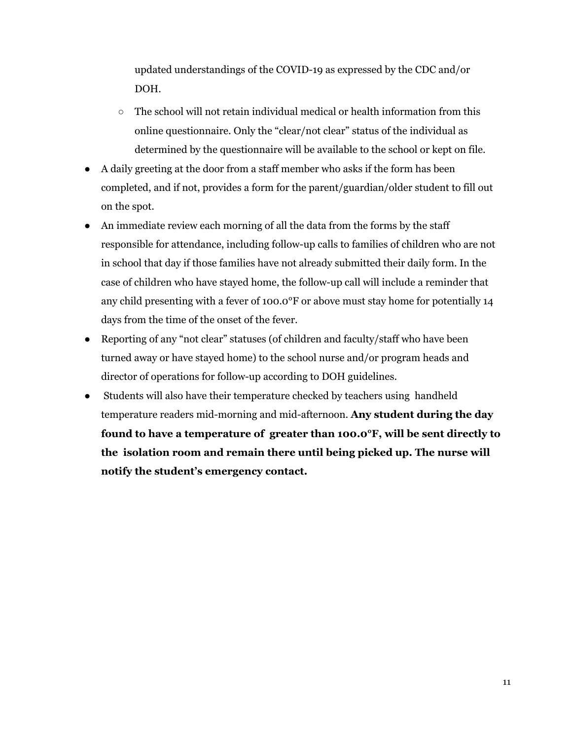updated understandings of the COVID-19 as expressed by the CDC and/or DOH.

- The school will not retain individual medical or health information from this online questionnaire. Only the "clear/not clear" status of the individual as determined by the questionnaire will be available to the school or kept on file.

- A daily greeting at the door from a staff member who asks if the form has been completed, and if not, provides a form for the parent/guardian/older student to fill out on the spot.
- An immediate review each morning of all the data from the forms by the staff responsible for attendance, including follow-up calls to families of children who are not in school that day if those families have not already submitted their daily form. In the case of children who have stayed home, the follow-up call will include a reminder that any child presenting with a fever of 100.0°F or above must stay home for potentially 14 days from the time of the onset of the fever.
- Reporting of any "not clear" statuses (of children and faculty/staff who have been turned away or have stayed home) to the school nurse and/or program heads and director of operations for follow-up according to DOH guidelines.
- Students will also have their temperature checked by teachers using handheld temperature readers mid-morning and mid-afternoon. **Any student during the day found to have a temperature of greater than 100.0°F, will be sent directly to the isolation room and remain there until being picked up. The nurse will notify the student's emergency contact.**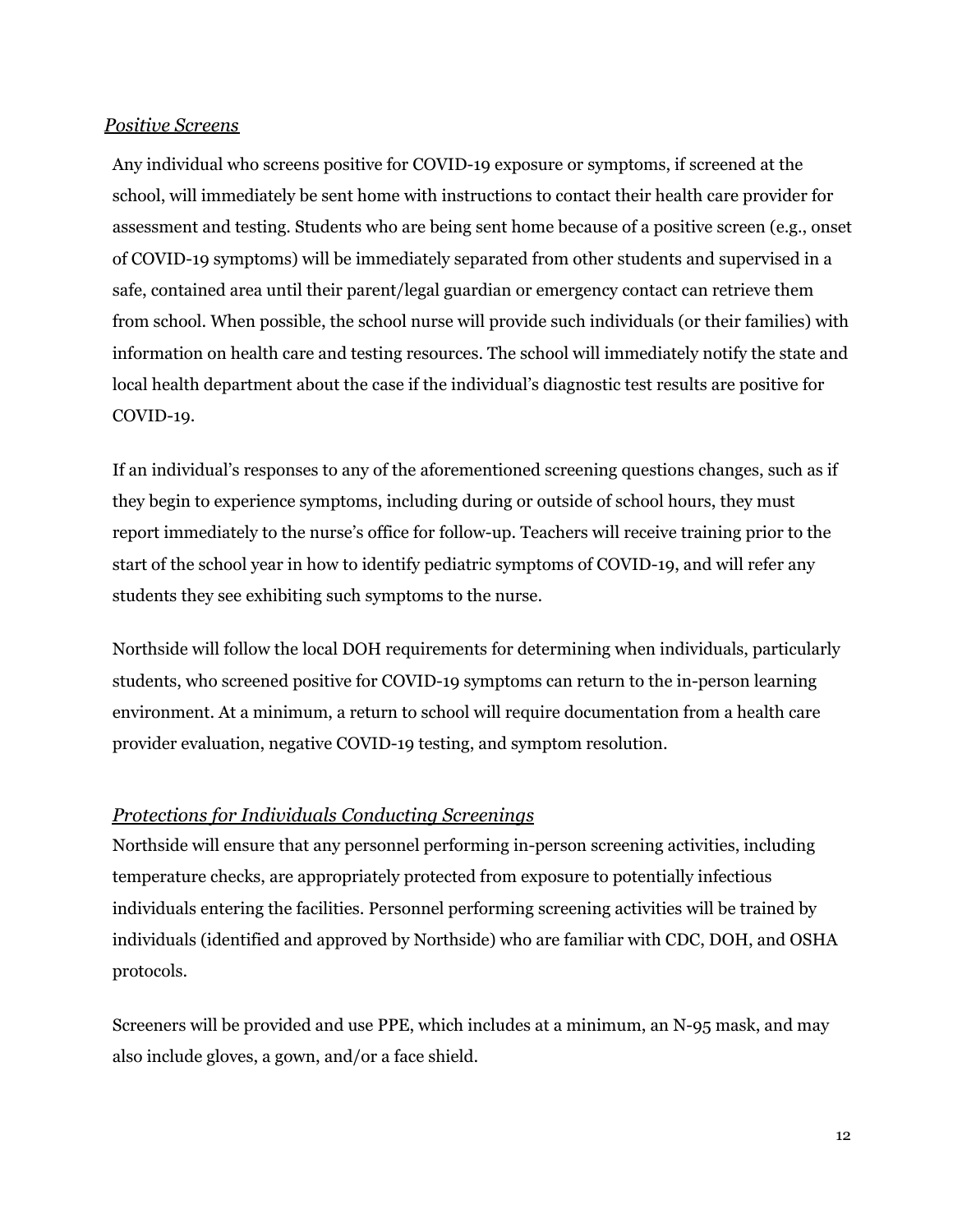### *Positive Screens*

Any individual who screens positive for COVID-19 exposure or symptoms, if screened at the school, will immediately be sent home with instructions to contact their health care provider for assessment and testing. Students who are being sent home because of a positive screen (e.g., onset of COVID-19 symptoms) will be immediately separated from other students and supervised in a safe, contained area until their parent/legal guardian or emergency contact can retrieve them from school. When possible, the school nurse will provide such individuals (or their families) with information on health care and testing resources. The school will immediately notify the state and local health department about the case if the individual's diagnostic test results are positive for COVID-19.

If an individual's responses to any of the aforementioned screening questions changes, such as if they begin to experience symptoms, including during or outside of school hours, they must report immediately to the nurse's office for follow-up. Teachers will receive training prior to the start of the school year in how to identify pediatric symptoms of COVID-19, and will refer any students they see exhibiting such symptoms to the nurse.

Northside will follow the local DOH requirements for determining when individuals, particularly students, who screened positive for COVID-19 symptoms can return to the in-person learning environment. At a minimum, a return to school will require documentation from a health care provider evaluation, negative COVID-19 testing, and symptom resolution.

### *Protections for Individuals Conducting Screenings*

Northside will ensure that any personnel performing in-person screening activities, including temperature checks, are appropriately protected from exposure to potentially infectious individuals entering the facilities. Personnel performing screening activities will be trained by individuals (identified and approved by Northside) who are familiar with CDC, DOH, and OSHA protocols.

Screeners will be provided and use PPE, which includes at a minimum, an N-95 mask, and may also include gloves, a gown, and/or a face shield.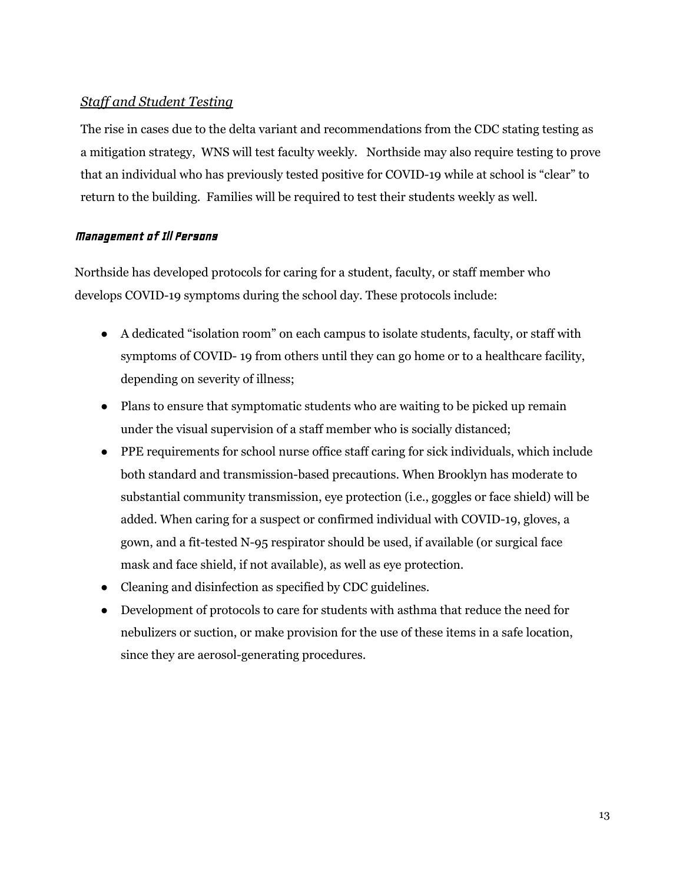### *Staff and Student Testing*

The rise in cases due to the delta variant and recommendations from the CDC stating testing as a mitigation strategy, WNS will test faculty weekly. Northside may also require testing to prove that an individual who has previously tested positive for COVID-19 while at school is "clear" to return to the building. Families will be required to test their students weekly as well.

### *Management of Ill Persons*

Northside has developed protocols for caring for a student, faculty, or staff member who develops COVID-19 symptoms during the school day. These protocols include:

- A dedicated "isolation room" on each campus to isolate students, faculty, or staff with symptoms of COVID- 19 from others until they can go home or to a healthcare facility, depending on severity of illness;
- Plans to ensure that symptomatic students who are waiting to be picked up remain under the visual supervision of a staff member who is socially distanced;
- PPE requirements for school nurse office staff caring for sick individuals, which include both standard and transmission-based precautions. When Brooklyn has moderate to substantial community transmission, eye protection (i.e., goggles or face shield) will be added. When caring for a suspect or confirmed individual with COVID-19, gloves, a gown, and a fit-tested N-95 respirator should be used, if available (or surgical face mask and face shield, if not available), as well as eye protection.
- Cleaning and disinfection as specified by CDC guidelines.
- Development of protocols to care for students with asthma that reduce the need for nebulizers or suction, or make provision for the use of these items in a safe location, since they are aerosol-generating procedures.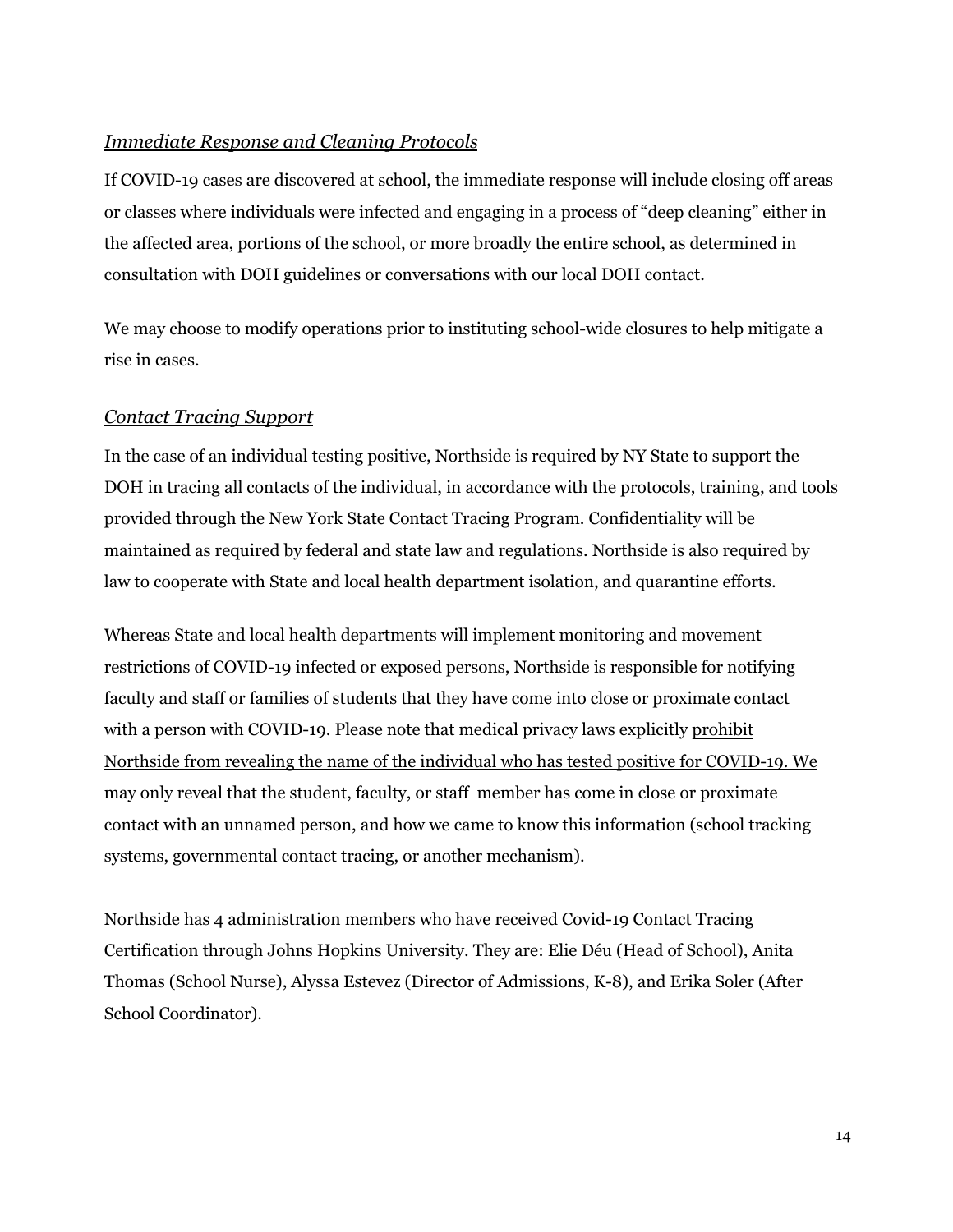*Immediate Response and Cleaning Protocols*

If COVID-19 cases are discovered at school, the immediate response will include closing off areas or classes where individuals were infected and engaging in a process of "deep cleaning" either in the affected area, portions of the school, or more broadly the entire school, as determined in consultation with DOH guidelines or conversations with our local DOH contact.

We may choose to modify operations prior to instituting school-wide closures to help mitigate a rise in cases.

*Contact Tracing Support*

In the case of an individual testing positive, Northside is required by NY State to support the DOH in tracing all contacts of the individual, in accordance with the protocols, training, and tools provided through the New York State Contact Tracing Program. Confidentiality will be maintained as required by federal and state law and regulations. Northside is also required by law to cooperate with State and local health department isolation, and quarantine efforts.

Whereas State and local health departments will implement monitoring and movement restrictions of COVID-19 infected or exposed persons, Northside is responsible for notifying faculty and staff or families of students that they have come into close or proximate contact with a person with COVID-19. Please note that medical privacy laws explicitly prohibit Northside from revealing the name of the individual who has tested positive for COVID-19. We may only reveal that the student, faculty, or staff member has come in close or proximate contact with an unnamed person, and how we came to know this information (school tracking systems, governmental contact tracing, or another mechanism).

Northside has 4 administration members who have received Covid-19 Contact Tracing Certification through Johns Hopkins University. They are: Elie Déu (Head of School), Anita Thomas (School Nurse), Alyssa Estevez (Director of Admissions, K-8), and Erika Soler (After School Coordinator).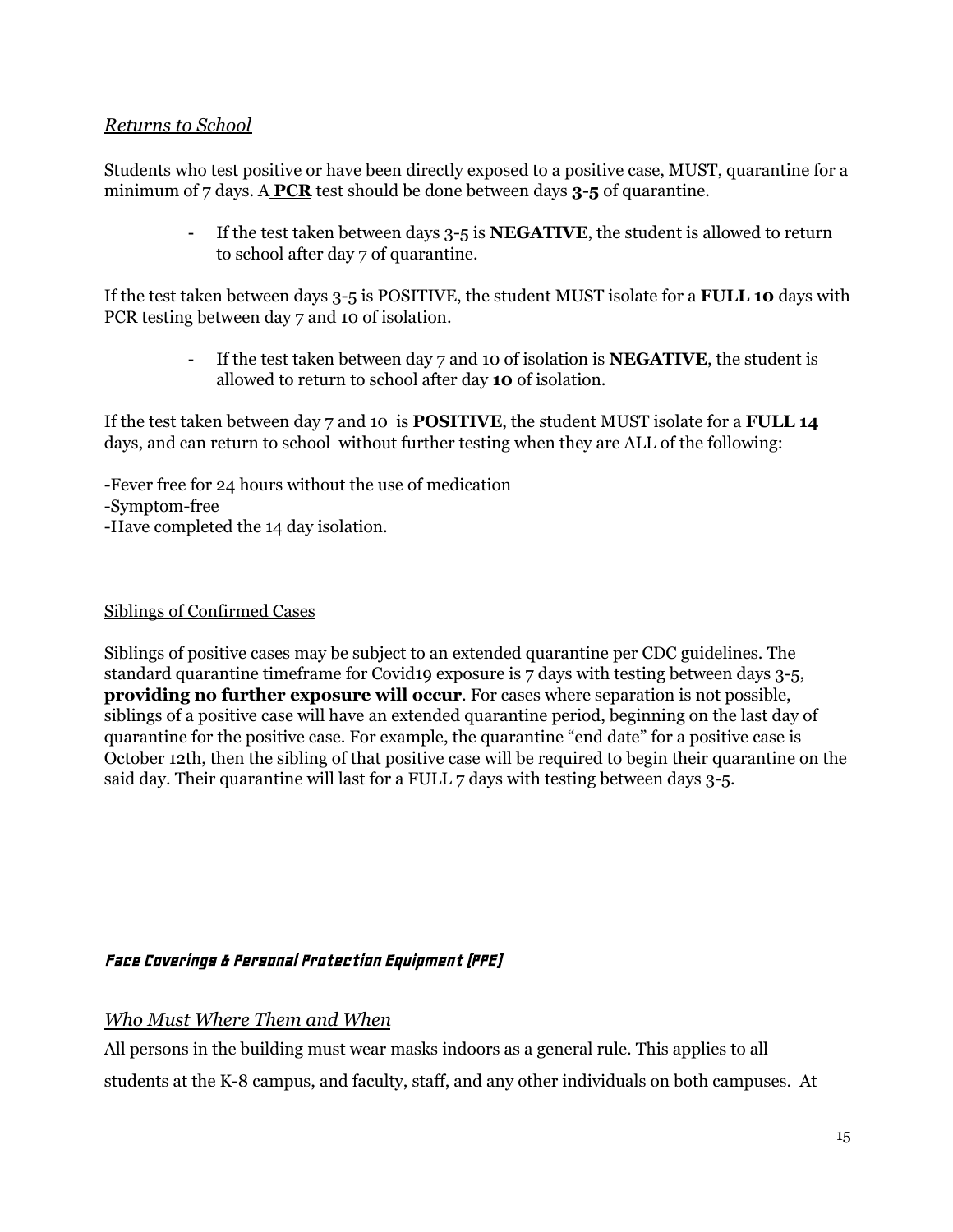### *Returns to School*

Students who test positive or have been directly exposed to a positive case, MUST, quarantine for a minimum of 7 days. A **PCR** test should be done between days **3-5** of quarantine.

- If the test taken between days 3-5 is **NEGATIVE**, the student is allowed to return to school after day 7 of quarantine.

If the test taken between days 3-5 is POSITIVE, the student MUST isolate for a **FULL 10** days with PCR testing between day 7 and 10 of isolation.

- If the test taken between day 7 and 10 of isolation is **NEGATIVE**, the student is allowed to return to school after day **10** of isolation.

If the test taken between day 7 and 10 is **POSITIVE**, the student MUST isolate for a **FULL 14** days, and can return to school without further testing when they are ALL of the following:

-Fever free for 24 hours without the use of medication
-Symptom-free
-Have completed the 14 day isolation.

Siblings of Confirmed Cases

Siblings of positive cases may be subject to an extended quarantine per CDC guidelines. The standard quarantine timeframe for Covid19 exposure is 7 days with testing between days 3-5, **providing no further exposure will occur**. For cases where separation is not possible, siblings of a positive case will have an extended quarantine period, beginning on the last day of quarantine for the positive case. For example, the quarantine "end date" for a positive case is October 12th, then the sibling of that positive case will be required to begin their quarantine on the said day. Their quarantine will last for a FULL 7 days with testing between days 3-5.

## *Face Coverings & Personal Protection Equipment (PPE)*

### *Who Must Where Them and When*

All persons in the building must wear masks indoors as a general rule. This applies to all students at the K-8 campus, and faculty, staff, and any other individuals on both campuses. At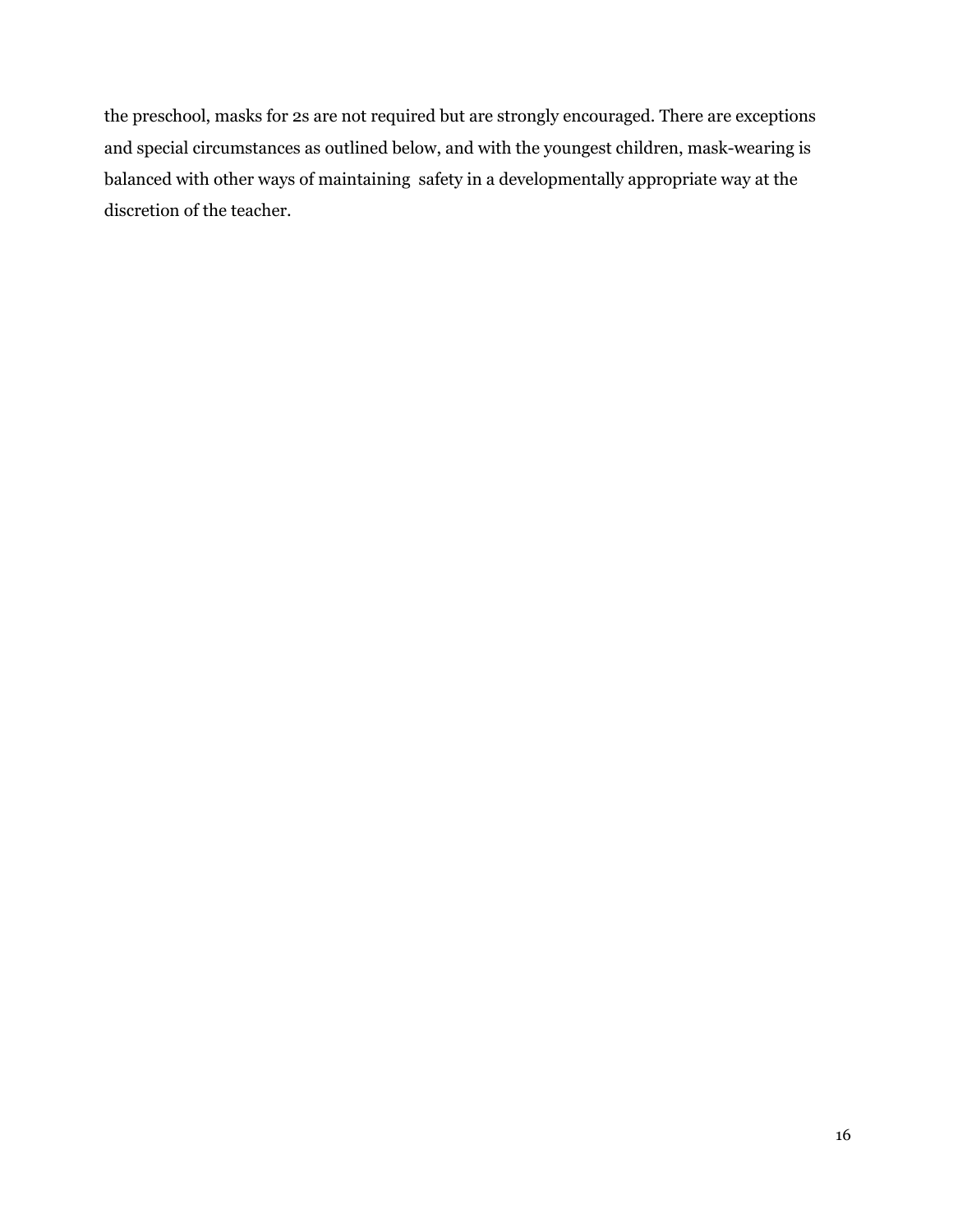the preschool, masks for 2s are not required but are strongly encouraged. There are exceptions and special circumstances as outlined below, and with the youngest children, mask-wearing is balanced with other ways of maintaining safety in a developmentally appropriate way at the discretion of the teacher.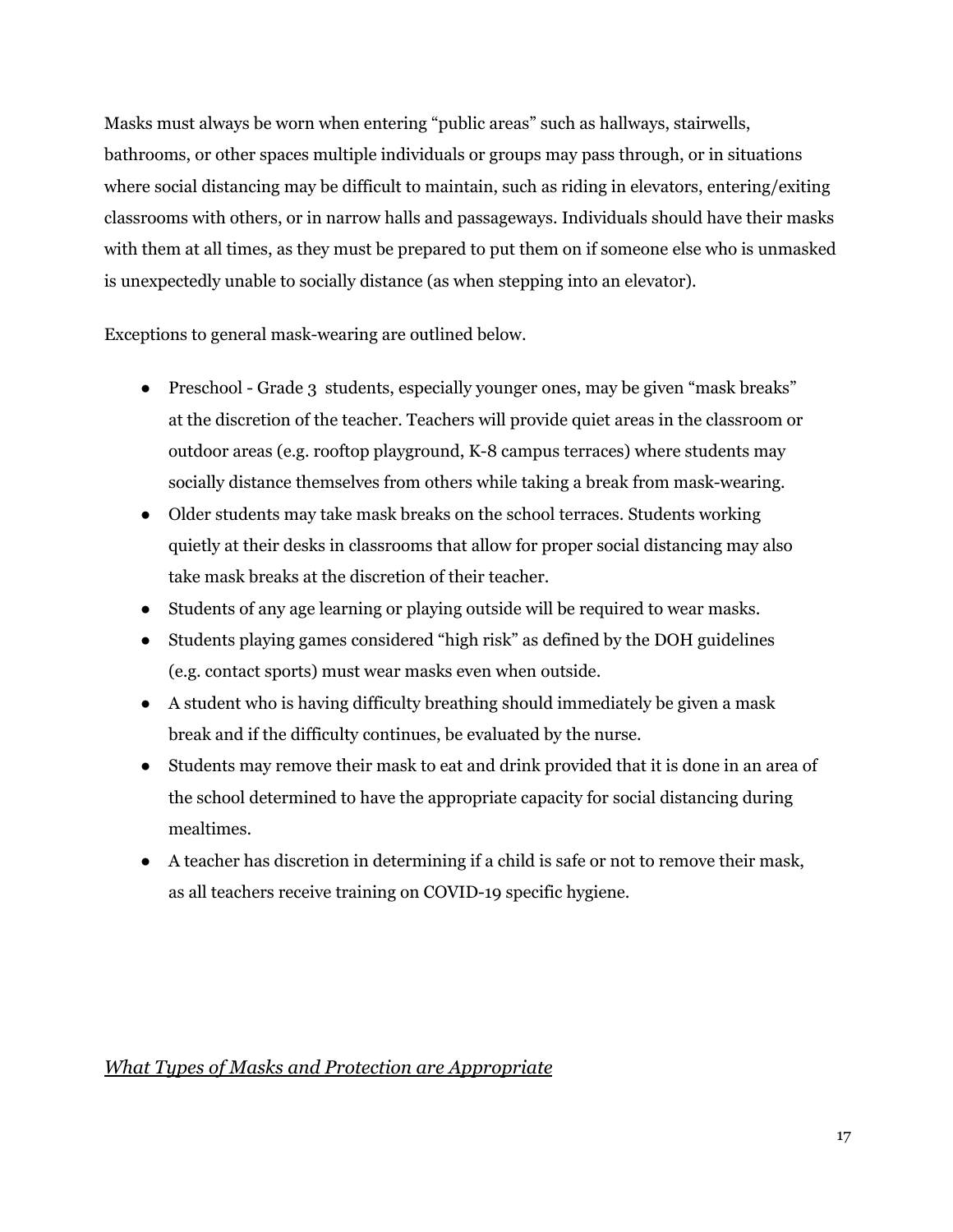Masks must always be worn when entering "public areas" such as hallways, stairwells, bathrooms, or other spaces multiple individuals or groups may pass through, or in situations where social distancing may be difficult to maintain, such as riding in elevators, entering/exiting classrooms with others, or in narrow halls and passageways. Individuals should have their masks with them at all times, as they must be prepared to put them on if someone else who is unmasked is unexpectedly unable to socially distance (as when stepping into an elevator).

Exceptions to general mask-wearing are outlined below.

- Preschool - Grade 3 students, especially younger ones, may be given "mask breaks" at the discretion of the teacher. Teachers will provide quiet areas in the classroom or outdoor areas (e.g. rooftop playground, K-8 campus terraces) where students may socially distance themselves from others while taking a break from mask-wearing.
- Older students may take mask breaks on the school terraces. Students working quietly at their desks in classrooms that allow for proper social distancing may also take mask breaks at the discretion of their teacher.
- Students of any age learning or playing outside will be required to wear masks.
- Students playing games considered "high risk" as defined by the DOH guidelines (e.g. contact sports) must wear masks even when outside.
- A student who is having difficulty breathing should immediately be given a mask break and if the difficulty continues, be evaluated by the nurse.
- Students may remove their mask to eat and drink provided that it is done in an area of the school determined to have the appropriate capacity for social distancing during mealtimes.
- A teacher has discretion in determining if a child is safe or not to remove their mask, as all teachers receive training on COVID-19 specific hygiene.

### *What Types of Masks and Protection are Appropriate*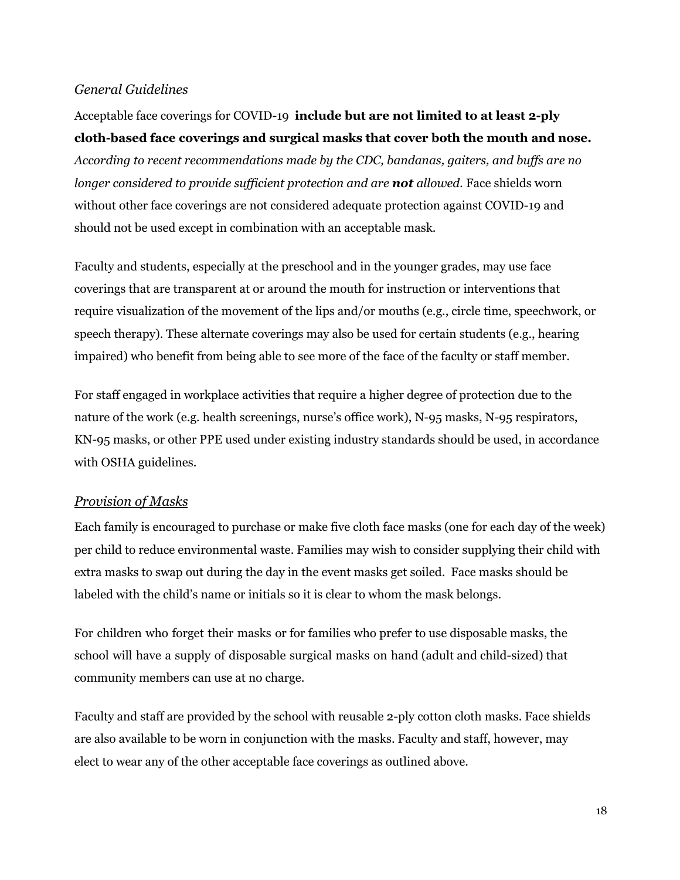*General Guidelines*

Acceptable face coverings for COVID-19 **include but are not limited to at least 2-ply cloth-based face coverings and surgical masks that cover both the mouth and nose.** *According to recent recommendations made by the CDC, bandanas, gaiters, and buffs are no longer considered to provide sufficient protection and are **not** allowed.* Face shields worn without other face coverings are not considered adequate protection against COVID-19 and should not be used except in combination with an acceptable mask.

Faculty and students, especially at the preschool and in the younger grades, may use face coverings that are transparent at or around the mouth for instruction or interventions that require visualization of the movement of the lips and/or mouths (e.g., circle time, speechwork, or speech therapy). These alternate coverings may also be used for certain students (e.g., hearing impaired) who benefit from being able to see more of the face of the faculty or staff member.

For staff engaged in workplace activities that require a higher degree of protection due to the nature of the work (e.g. health screenings, nurse's office work), N-95 masks, N-95 respirators, KN-95 masks, or other PPE used under existing industry standards should be used, in accordance with OSHA guidelines.

*Provision of Masks*

Each family is encouraged to purchase or make five cloth face masks (one for each day of the week) per child to reduce environmental waste. Families may wish to consider supplying their child with extra masks to swap out during the day in the event masks get soiled. Face masks should be labeled with the child's name or initials so it is clear to whom the mask belongs.

For children who forget their masks or for families who prefer to use disposable masks, the school will have a supply of disposable surgical masks on hand (adult and child-sized) that community members can use at no charge.

Faculty and staff are provided by the school with reusable 2-ply cotton cloth masks. Face shields are also available to be worn in conjunction with the masks. Faculty and staff, however, may elect to wear any of the other acceptable face coverings as outlined above.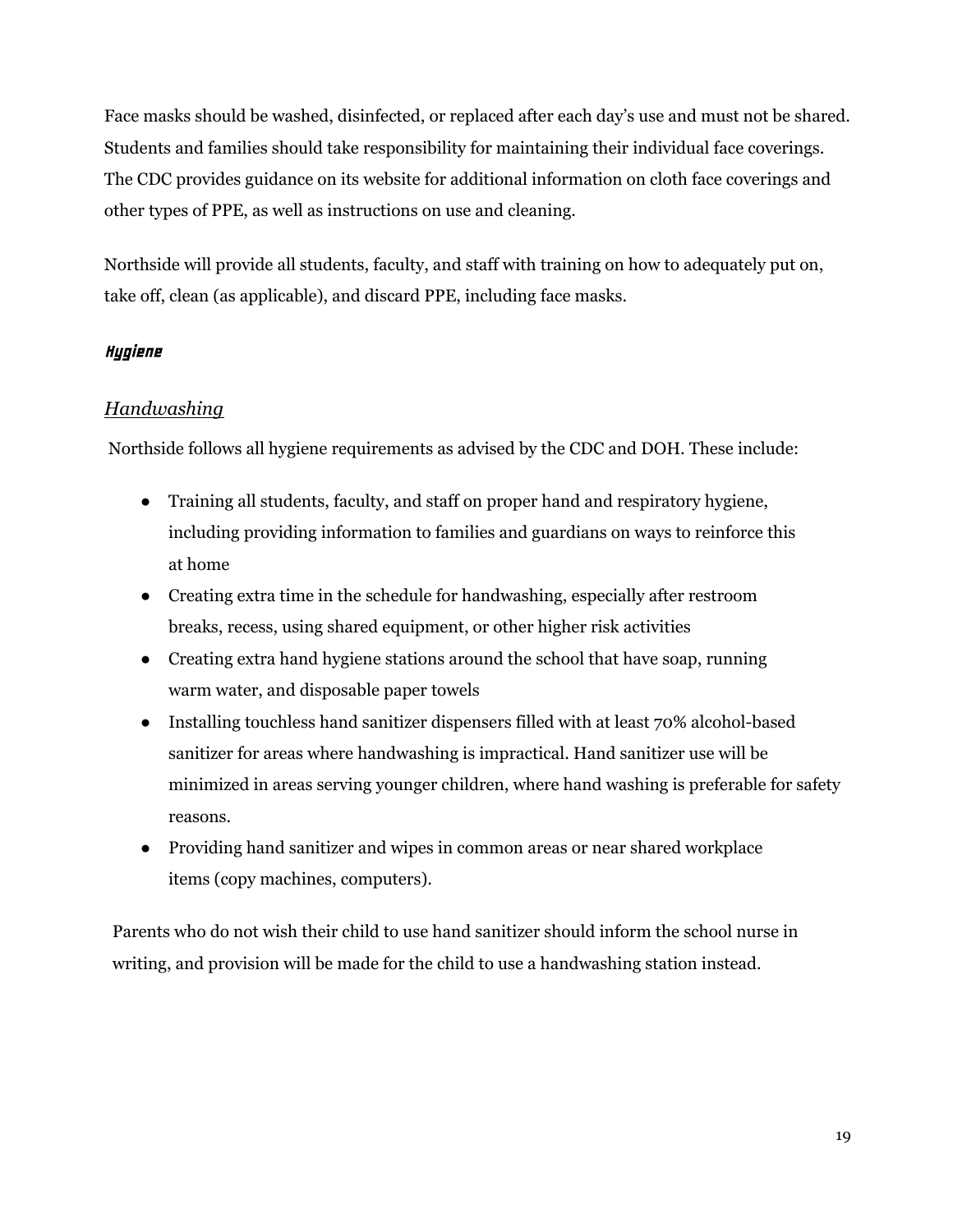Face masks should be washed, disinfected, or replaced after each day's use and must not be shared. Students and families should take responsibility for maintaining their individual face coverings. The CDC provides guidance on its website for additional information on cloth face coverings and other types of PPE, as well as instructions on use and cleaning.

Northside will provide all students, faculty, and staff with training on how to adequately put on, take off, clean (as applicable), and discard PPE, including face masks.

### *Hygiene*

#### *Handwashing*

Northside follows all hygiene requirements as advised by the CDC and DOH. These include:

- Training all students, faculty, and staff on proper hand and respiratory hygiene, including providing information to families and guardians on ways to reinforce this at home
- Creating extra time in the schedule for handwashing, especially after restroom breaks, recess, using shared equipment, or other higher risk activities
- Creating extra hand hygiene stations around the school that have soap, running warm water, and disposable paper towels
- Installing touchless hand sanitizer dispensers filled with at least 70% alcohol-based sanitizer for areas where handwashing is impractical. Hand sanitizer use will be minimized in areas serving younger children, where hand washing is preferable for safety reasons.
- Providing hand sanitizer and wipes in common areas or near shared workplace items (copy machines, computers).

Parents who do not wish their child to use hand sanitizer should inform the school nurse in writing, and provision will be made for the child to use a handwashing station instead.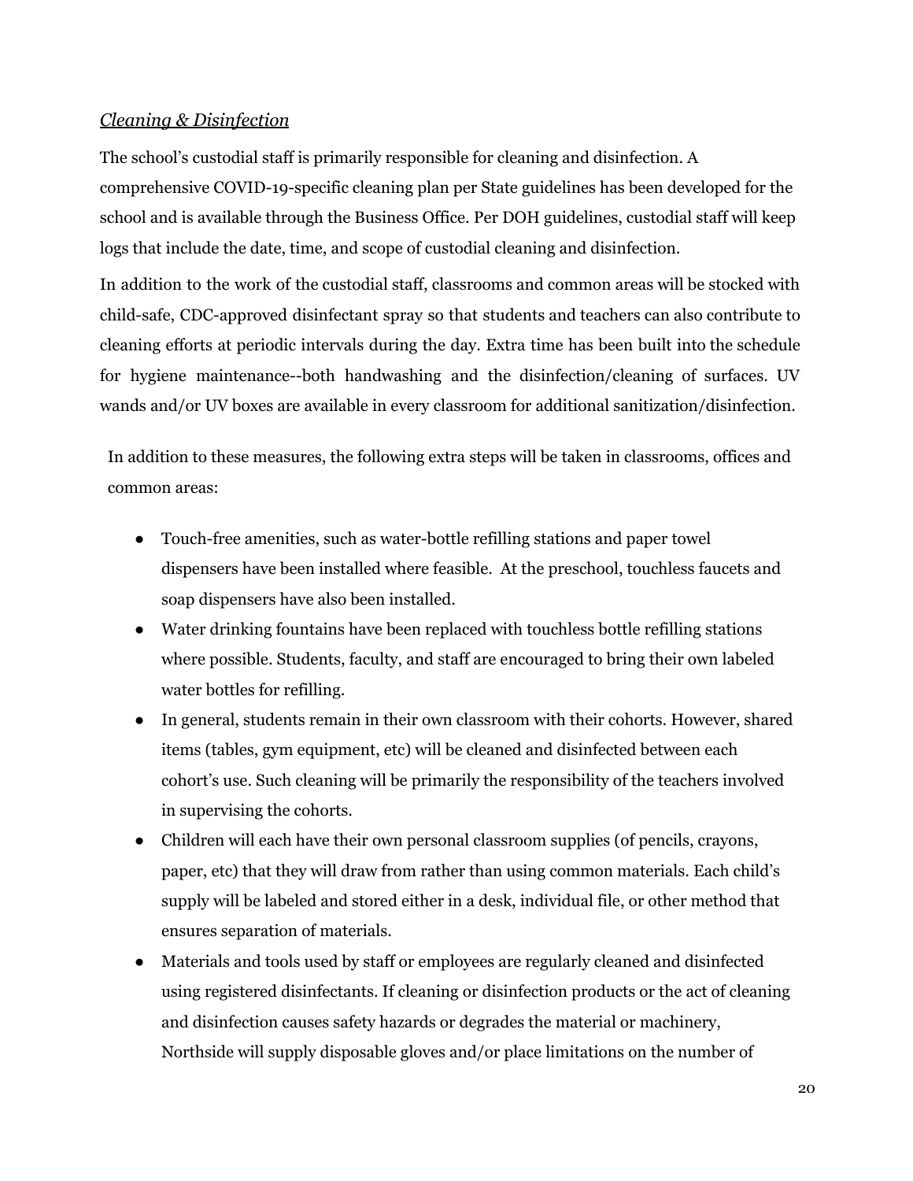*Cleaning & Disinfection*

The school's custodial staff is primarily responsible for cleaning and disinfection. A comprehensive COVID-19-specific cleaning plan per State guidelines has been developed for the school and is available through the Business Office. Per DOH guidelines, custodial staff will keep logs that include the date, time, and scope of custodial cleaning and disinfection.

In addition to the work of the custodial staff, classrooms and common areas will be stocked with child-safe, CDC-approved disinfectant spray so that students and teachers can also contribute to cleaning efforts at periodic intervals during the day. Extra time has been built into the schedule for hygiene maintenance--both handwashing and the disinfection/cleaning of surfaces. UV wands and/or UV boxes are available in every classroom for additional sanitization/disinfection.

In addition to these measures, the following extra steps will be taken in classrooms, offices and common areas:

- Touch-free amenities, such as water-bottle refilling stations and paper towel dispensers have been installed where feasible. At the preschool, touchless faucets and soap dispensers have also been installed.
- Water drinking fountains have been replaced with touchless bottle refilling stations where possible. Students, faculty, and staff are encouraged to bring their own labeled water bottles for refilling.
- In general, students remain in their own classroom with their cohorts. However, shared items (tables, gym equipment, etc) will be cleaned and disinfected between each cohort's use. Such cleaning will be primarily the responsibility of the teachers involved in supervising the cohorts.
- Children will each have their own personal classroom supplies (of pencils, crayons, paper, etc) that they will draw from rather than using common materials. Each child's supply will be labeled and stored either in a desk, individual file, or other method that ensures separation of materials.
- Materials and tools used by staff or employees are regularly cleaned and disinfected using registered disinfectants. If cleaning or disinfection products or the act of cleaning and disinfection causes safety hazards or degrades the material or machinery, Northside will supply disposable gloves and/or place limitations on the number of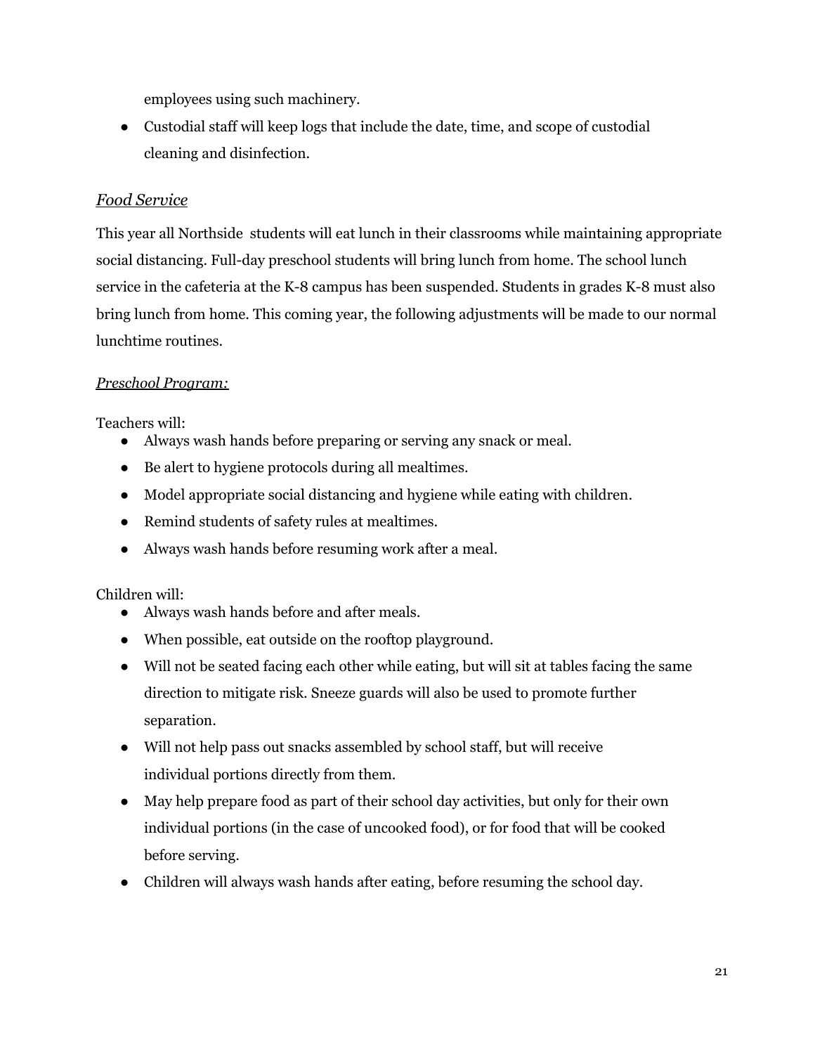employees using such machinery.

- Custodial staff will keep logs that include the date, time, and scope of custodial cleaning and disinfection.

### *Food Service*

This year all Northside students will eat lunch in their classrooms while maintaining appropriate social distancing. Full-day preschool students will bring lunch from home. The school lunch service in the cafeteria at the K-8 campus has been suspended. Students in grades K-8 must also bring lunch from home. This coming year, the following adjustments will be made to our normal lunchtime routines.

#### *Preschool Program:*

Teachers will:

- Always wash hands before preparing or serving any snack or meal.
- Be alert to hygiene protocols during all mealtimes.
- Model appropriate social distancing and hygiene while eating with children.
- Remind students of safety rules at mealtimes.
- Always wash hands before resuming work after a meal.

Children will:

- Always wash hands before and after meals.
- When possible, eat outside on the rooftop playground.
- Will not be seated facing each other while eating, but will sit at tables facing the same direction to mitigate risk. Sneeze guards will also be used to promote further separation.
- Will not help pass out snacks assembled by school staff, but will receive individual portions directly from them.
- May help prepare food as part of their school day activities, but only for their own individual portions (in the case of uncooked food), or for food that will be cooked before serving.
- Children will always wash hands after eating, before resuming the school day.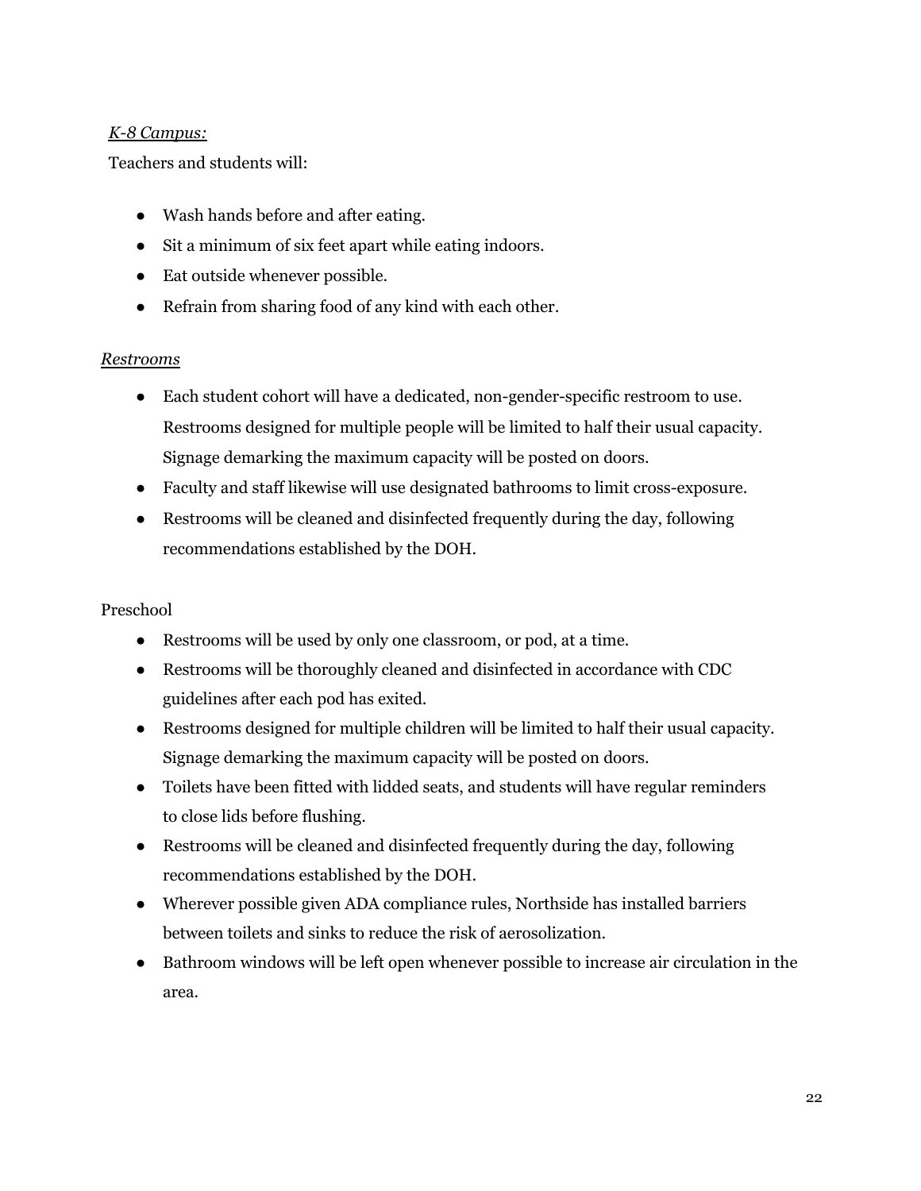*K-8 Campus:*

Teachers and students will:

- Wash hands before and after eating.
- Sit a minimum of six feet apart while eating indoors.
- Eat outside whenever possible.
- Refrain from sharing food of any kind with each other.

*Restrooms*

- Each student cohort will have a dedicated, non-gender-specific restroom to use. Restrooms designed for multiple people will be limited to half their usual capacity. Signage demarking the maximum capacity will be posted on doors.
- Faculty and staff likewise will use designated bathrooms to limit cross-exposure.
- Restrooms will be cleaned and disinfected frequently during the day, following recommendations established by the DOH.

Preschool

- Restrooms will be used by only one classroom, or pod, at a time.
- Restrooms will be thoroughly cleaned and disinfected in accordance with CDC guidelines after each pod has exited.
- Restrooms designed for multiple children will be limited to half their usual capacity. Signage demarking the maximum capacity will be posted on doors.
- Toilets have been fitted with lidded seats, and students will have regular reminders to close lids before flushing.
- Restrooms will be cleaned and disinfected frequently during the day, following recommendations established by the DOH.
- Wherever possible given ADA compliance rules, Northside has installed barriers between toilets and sinks to reduce the risk of aerosolization.
- Bathroom windows will be left open whenever possible to increase air circulation in the area.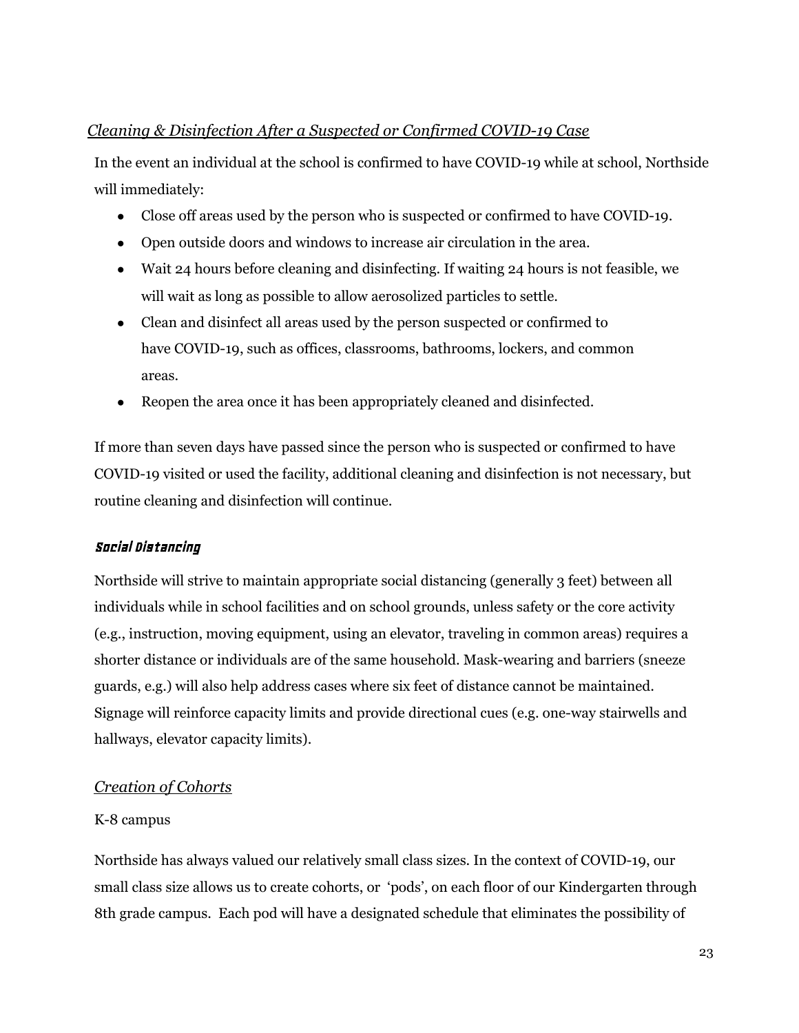### *Cleaning & Disinfection After a Suspected or Confirmed COVID-19 Case*

In the event an individual at the school is confirmed to have COVID-19 while at school, Northside will immediately:

- Close off areas used by the person who is suspected or confirmed to have COVID-19.
- Open outside doors and windows to increase air circulation in the area.
- Wait 24 hours before cleaning and disinfecting. If waiting 24 hours is not feasible, we will wait as long as possible to allow aerosolized particles to settle.
- Clean and disinfect all areas used by the person suspected or confirmed to have COVID-19, such as offices, classrooms, bathrooms, lockers, and common areas.
- Reopen the area once it has been appropriately cleaned and disinfected.

If more than seven days have passed since the person who is suspected or confirmed to have COVID-19 visited or used the facility, additional cleaning and disinfection is not necessary, but routine cleaning and disinfection will continue.

### *Social Distancing*

Northside will strive to maintain appropriate social distancing (generally 3 feet) between all individuals while in school facilities and on school grounds, unless safety or the core activity (e.g., instruction, moving equipment, using an elevator, traveling in common areas) requires a shorter distance or individuals are of the same household. Mask-wearing and barriers (sneeze guards, e.g.) will also help address cases where six feet of distance cannot be maintained. Signage will reinforce capacity limits and provide directional cues (e.g. one-way stairwells and hallways, elevator capacity limits).

### *Creation of Cohorts*

K-8 campus

Northside has always valued our relatively small class sizes. In the context of COVID-19, our small class size allows us to create cohorts, or 'pods', on each floor of our Kindergarten through 8th grade campus. Each pod will have a designated schedule that eliminates the possibility of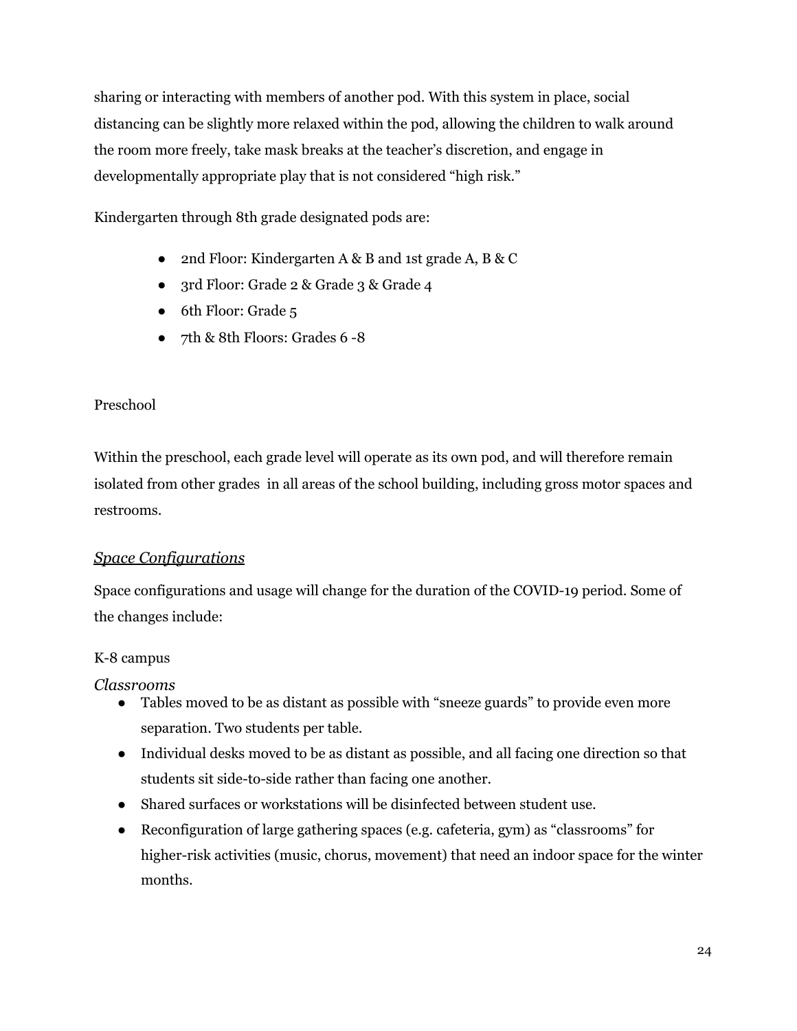sharing or interacting with members of another pod. With this system in place, social distancing can be slightly more relaxed within the pod, allowing the children to walk around the room more freely, take mask breaks at the teacher's discretion, and engage in developmentally appropriate play that is not considered "high risk."

Kindergarten through 8th grade designated pods are:

- 2nd Floor: Kindergarten A & B and 1st grade A, B & C
- 3rd Floor: Grade 2 & Grade 3 & Grade 4
- 6th Floor: Grade 5
- 7th & 8th Floors: Grades 6 -8

Preschool

Within the preschool, each grade level will operate as its own pod, and will therefore remain isolated from other grades in all areas of the school building, including gross motor spaces and restrooms.

### _Space Configurations_

Space configurations and usage will change for the duration of the COVID-19 period. Some of the changes include:

K-8 campus

*Classrooms*

- Tables moved to be as distant as possible with "sneeze guards" to provide even more separation. Two students per table.
- Individual desks moved to be as distant as possible, and all facing one direction so that students sit side-to-side rather than facing one another.
- Shared surfaces or workstations will be disinfected between student use.
- Reconfiguration of large gathering spaces (e.g. cafeteria, gym) as "classrooms" for higher-risk activities (music, chorus, movement) that need an indoor space for the winter months.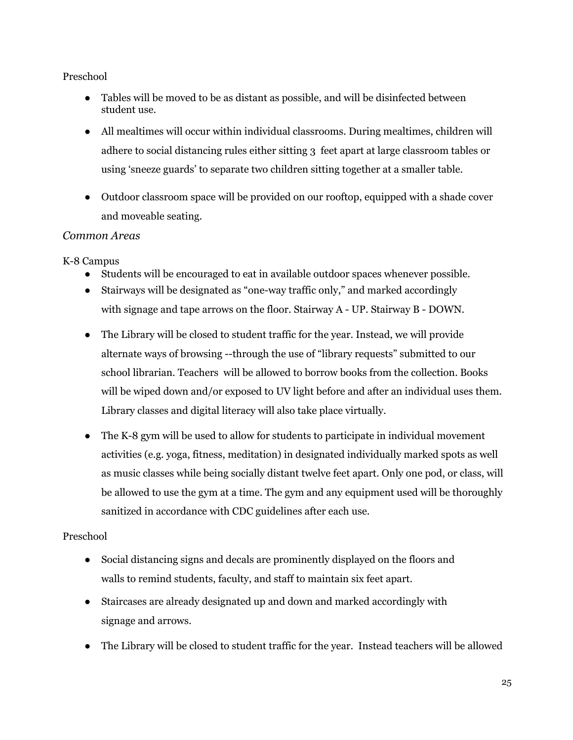Preschool

- Tables will be moved to be as distant as possible, and will be disinfected between student use.
- All mealtimes will occur within individual classrooms. During mealtimes, children will adhere to social distancing rules either sitting 3 feet apart at large classroom tables or using 'sneeze guards' to separate two children sitting together at a smaller table.
- Outdoor classroom space will be provided on our rooftop, equipped with a shade cover and moveable seating.

*Common Areas*

K-8 Campus

- Students will be encouraged to eat in available outdoor spaces whenever possible.
- Stairways will be designated as "one-way traffic only," and marked accordingly with signage and tape arrows on the floor. Stairway A - UP. Stairway B - DOWN.
- The Library will be closed to student traffic for the year. Instead, we will provide alternate ways of browsing --through the use of "library requests" submitted to our school librarian. Teachers will be allowed to borrow books from the collection. Books will be wiped down and/or exposed to UV light before and after an individual uses them. Library classes and digital literacy will also take place virtually.
- The K-8 gym will be used to allow for students to participate in individual movement activities (e.g. yoga, fitness, meditation) in designated individually marked spots as well as music classes while being socially distant twelve feet apart. Only one pod, or class, will be allowed to use the gym at a time. The gym and any equipment used will be thoroughly sanitized in accordance with CDC guidelines after each use.

Preschool

- Social distancing signs and decals are prominently displayed on the floors and walls to remind students, faculty, and staff to maintain six feet apart.
- Staircases are already designated up and down and marked accordingly with signage and arrows.
- The Library will be closed to student traffic for the year. Instead teachers will be allowed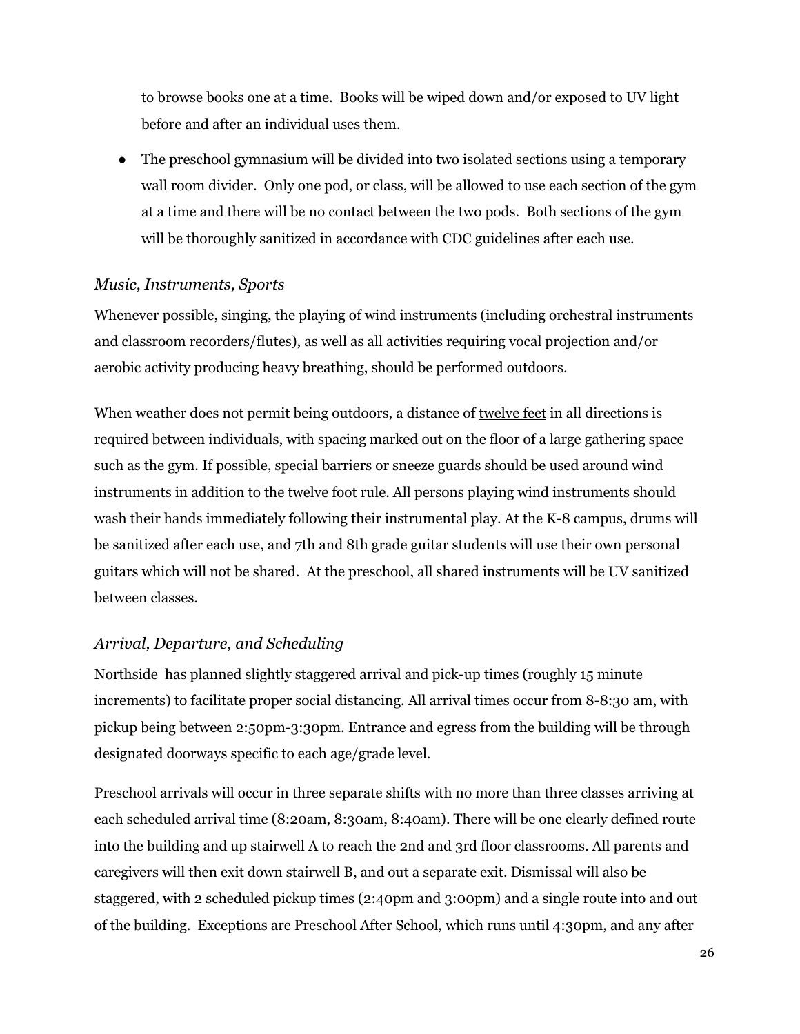to browse books one at a time. Books will be wiped down and/or exposed to UV light before and after an individual uses them.

- The preschool gymnasium will be divided into two isolated sections using a temporary wall room divider. Only one pod, or class, will be allowed to use each section of the gym at a time and there will be no contact between the two pods. Both sections of the gym will be thoroughly sanitized in accordance with CDC guidelines after each use.

### *Music, Instruments, Sports*

Whenever possible, singing, the playing of wind instruments (including orchestral instruments and classroom recorders/flutes), as well as all activities requiring vocal projection and/or aerobic activity producing heavy breathing, should be performed outdoors.

When weather does not permit being outdoors, a distance of <u>twelve feet</u> in all directions is required between individuals, with spacing marked out on the floor of a large gathering space such as the gym. If possible, special barriers or sneeze guards should be used around wind instruments in addition to the twelve foot rule. All persons playing wind instruments should wash their hands immediately following their instrumental play. At the K-8 campus, drums will be sanitized after each use, and 7th and 8th grade guitar students will use their own personal guitars which will not be shared. At the preschool, all shared instruments will be UV sanitized between classes.

### *Arrival, Departure, and Scheduling*

Northside has planned slightly staggered arrival and pick-up times (roughly 15 minute increments) to facilitate proper social distancing. All arrival times occur from 8-8:30 am, with pickup being between 2:50pm-3:30pm. Entrance and egress from the building will be through designated doorways specific to each age/grade level.

Preschool arrivals will occur in three separate shifts with no more than three classes arriving at each scheduled arrival time (8:20am, 8:30am, 8:40am). There will be one clearly defined route into the building and up stairwell A to reach the 2nd and 3rd floor classrooms. All parents and caregivers will then exit down stairwell B, and out a separate exit. Dismissal will also be staggered, with 2 scheduled pickup times (2:40pm and 3:00pm) and a single route into and out of the building. Exceptions are Preschool After School, which runs until 4:30pm, and any after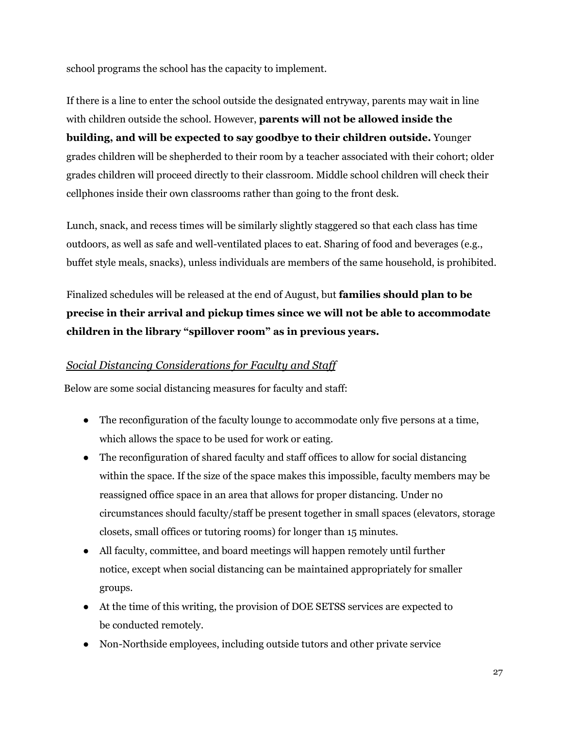school programs the school has the capacity to implement.

If there is a line to enter the school outside the designated entryway, parents may wait in line with children outside the school. However, **parents will not be allowed inside the building, and will be expected to say goodbye to their children outside.** Younger grades children will be shepherded to their room by a teacher associated with their cohort; older grades children will proceed directly to their classroom. Middle school children will check their cellphones inside their own classrooms rather than going to the front desk.

Lunch, snack, and recess times will be similarly slightly staggered so that each class has time outdoors, as well as safe and well-ventilated places to eat. Sharing of food and beverages (e.g., buffet style meals, snacks), unless individuals are members of the same household, is prohibited.

Finalized schedules will be released at the end of August, but **families should plan to be precise in their arrival and pickup times since we will not be able to accommodate children in the library "spillover room" as in previous years.**

*Social Distancing Considerations for Faculty and Staff*

Below are some social distancing measures for faculty and staff:

- The reconfiguration of the faculty lounge to accommodate only five persons at a time, which allows the space to be used for work or eating.
- The reconfiguration of shared faculty and staff offices to allow for social distancing within the space. If the size of the space makes this impossible, faculty members may be reassigned office space in an area that allows for proper distancing. Under no circumstances should faculty/staff be present together in small spaces (elevators, storage closets, small offices or tutoring rooms) for longer than 15 minutes.
- All faculty, committee, and board meetings will happen remotely until further notice, except when social distancing can be maintained appropriately for smaller groups.
- At the time of this writing, the provision of DOE SETSS services are expected to be conducted remotely.
- Non-Northside employees, including outside tutors and other private service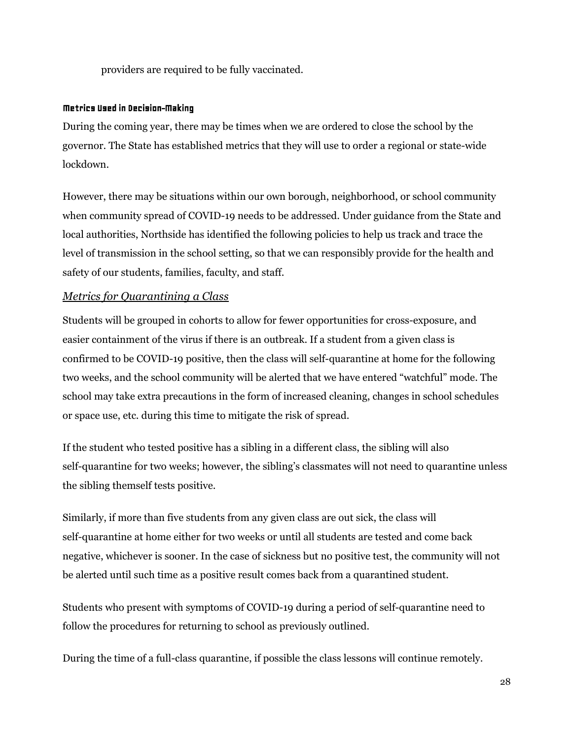providers are required to be fully vaccinated.

#### Metrics Used in Decision-Making

During the coming year, there may be times when we are ordered to close the school by the governor. The State has established metrics that they will use to order a regional or state-wide lockdown.

However, there may be situations within our own borough, neighborhood, or school community when community spread of COVID-19 needs to be addressed. Under guidance from the State and local authorities, Northside has identified the following policies to help us track and trace the level of transmission in the school setting, so that we can responsibly provide for the health and safety of our students, families, faculty, and staff.

##### *Metrics for Quarantining a Class*

Students will be grouped in cohorts to allow for fewer opportunities for cross-exposure, and easier containment of the virus if there is an outbreak. If a student from a given class is confirmed to be COVID-19 positive, then the class will self-quarantine at home for the following two weeks, and the school community will be alerted that we have entered "watchful" mode. The school may take extra precautions in the form of increased cleaning, changes in school schedules or space use, etc. during this time to mitigate the risk of spread.

If the student who tested positive has a sibling in a different class, the sibling will also self-quarantine for two weeks; however, the sibling's classmates will not need to quarantine unless the sibling themself tests positive.

Similarly, if more than five students from any given class are out sick, the class will self-quarantine at home either for two weeks or until all students are tested and come back negative, whichever is sooner. In the case of sickness but no positive test, the community will not be alerted until such time as a positive result comes back from a quarantined student.

Students who present with symptoms of COVID-19 during a period of self-quarantine need to follow the procedures for returning to school as previously outlined.

During the time of a full-class quarantine, if possible the class lessons will continue remotely.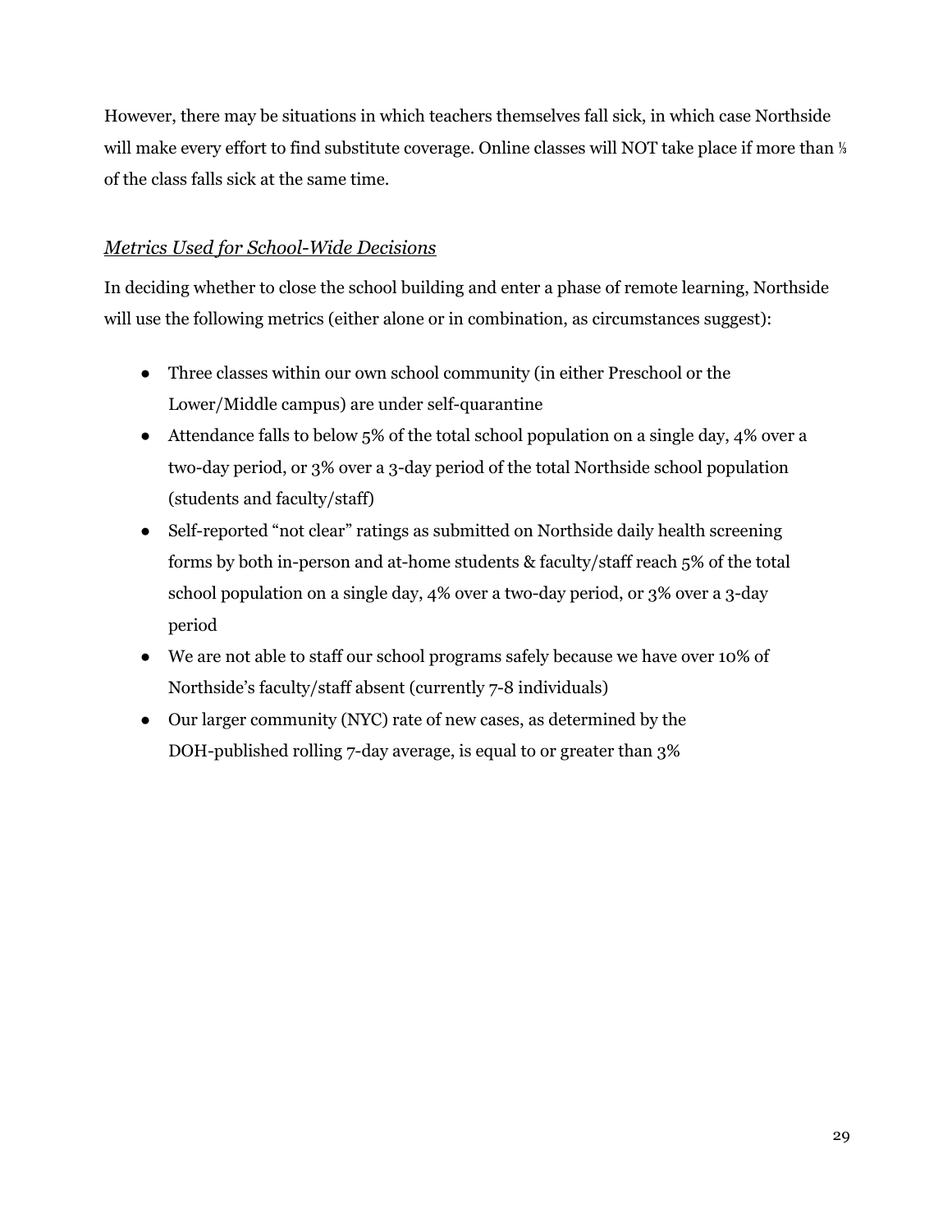However, there may be situations in which teachers themselves fall sick, in which case Northside will make every effort to find substitute coverage. Online classes will NOT take place if more than ⅓ of the class falls sick at the same time.

*Metrics Used for School-Wide Decisions*

In deciding whether to close the school building and enter a phase of remote learning, Northside will use the following metrics (either alone or in combination, as circumstances suggest):

- Three classes within our own school community (in either Preschool or the Lower/Middle campus) are under self-quarantine
- Attendance falls to below 5% of the total school population on a single day, 4% over a two-day period, or 3% over a 3-day period of the total Northside school population (students and faculty/staff)
- Self-reported "not clear" ratings as submitted on Northside daily health screening forms by both in-person and at-home students & faculty/staff reach 5% of the total school population on a single day, 4% over a two-day period, or 3% over a 3-day period
- We are not able to staff our school programs safely because we have over 10% of Northside's faculty/staff absent (currently 7-8 individuals)
- Our larger community (NYC) rate of new cases, as determined by the DOH-published rolling 7-day average, is equal to or greater than 3%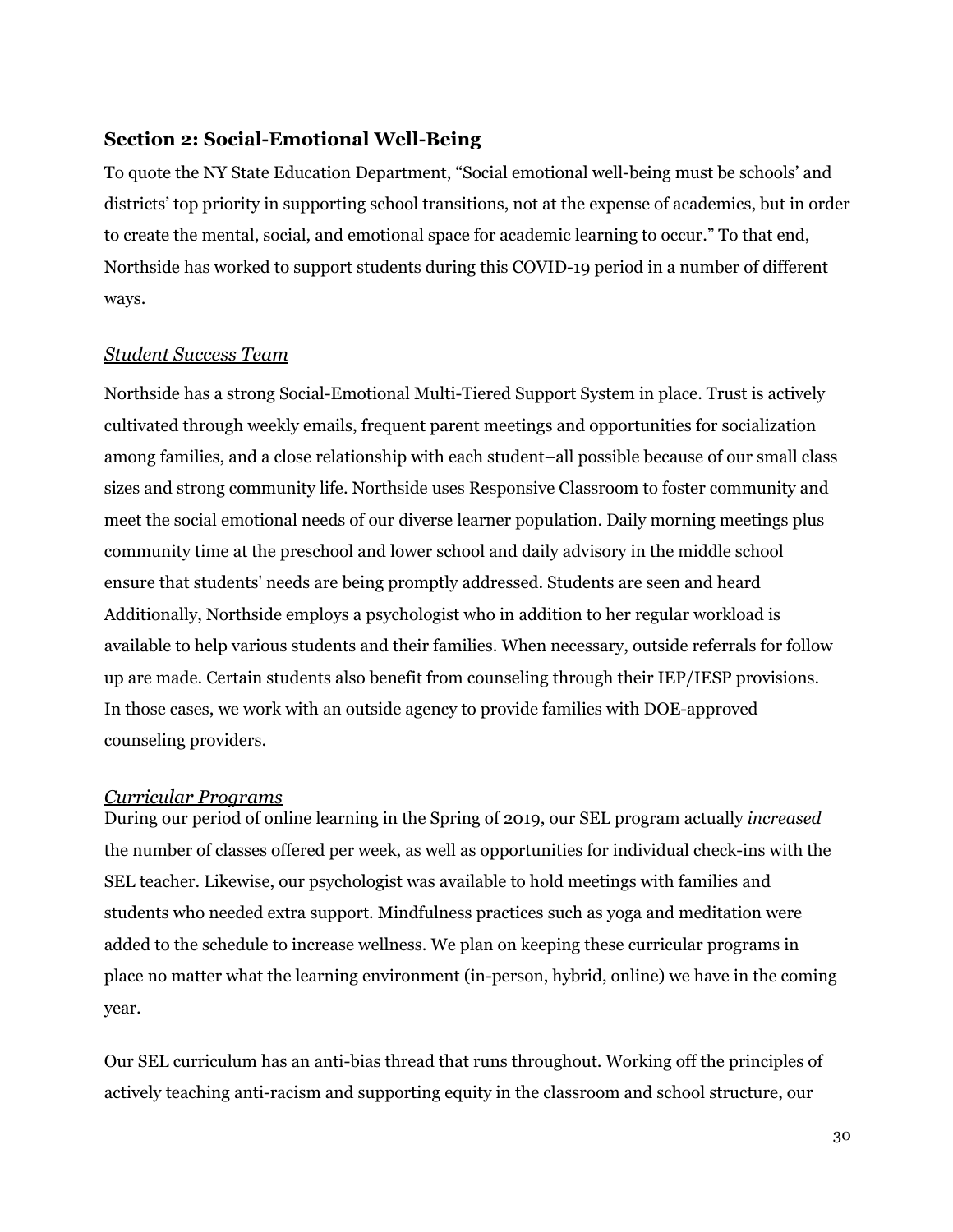## Section 2: Social-Emotional Well-Being

To quote the NY State Education Department, "Social emotional well-being must be schools' and districts' top priority in supporting school transitions, not at the expense of academics, but in order to create the mental, social, and emotional space for academic learning to occur." To that end, Northside has worked to support students during this COVID-19 period in a number of different ways.

### *Student Success Team*

Northside has a strong Social-Emotional Multi-Tiered Support System in place. Trust is actively cultivated through weekly emails, frequent parent meetings and opportunities for socialization among families, and a close relationship with each student–all possible because of our small class sizes and strong community life. Northside uses Responsive Classroom to foster community and meet the social emotional needs of our diverse learner population. Daily morning meetings plus community time at the preschool and lower school and daily advisory in the middle school ensure that students' needs are being promptly addressed. Students are seen and heard Additionally, Northside employs a psychologist who in addition to her regular workload is available to help various students and their families. When necessary, outside referrals for follow up are made. Certain students also benefit from counseling through their IEP/IESP provisions. In those cases, we work with an outside agency to provide families with DOE-approved counseling providers.

### *Curricular Programs*

During our period of online learning in the Spring of 2019, our SEL program actually *increased* the number of classes offered per week, as well as opportunities for individual check-ins with the SEL teacher. Likewise, our psychologist was available to hold meetings with families and students who needed extra support. Mindfulness practices such as yoga and meditation were added to the schedule to increase wellness. We plan on keeping these curricular programs in place no matter what the learning environment (in-person, hybrid, online) we have in the coming year.

Our SEL curriculum has an anti-bias thread that runs throughout. Working off the principles of actively teaching anti-racism and supporting equity in the classroom and school structure, our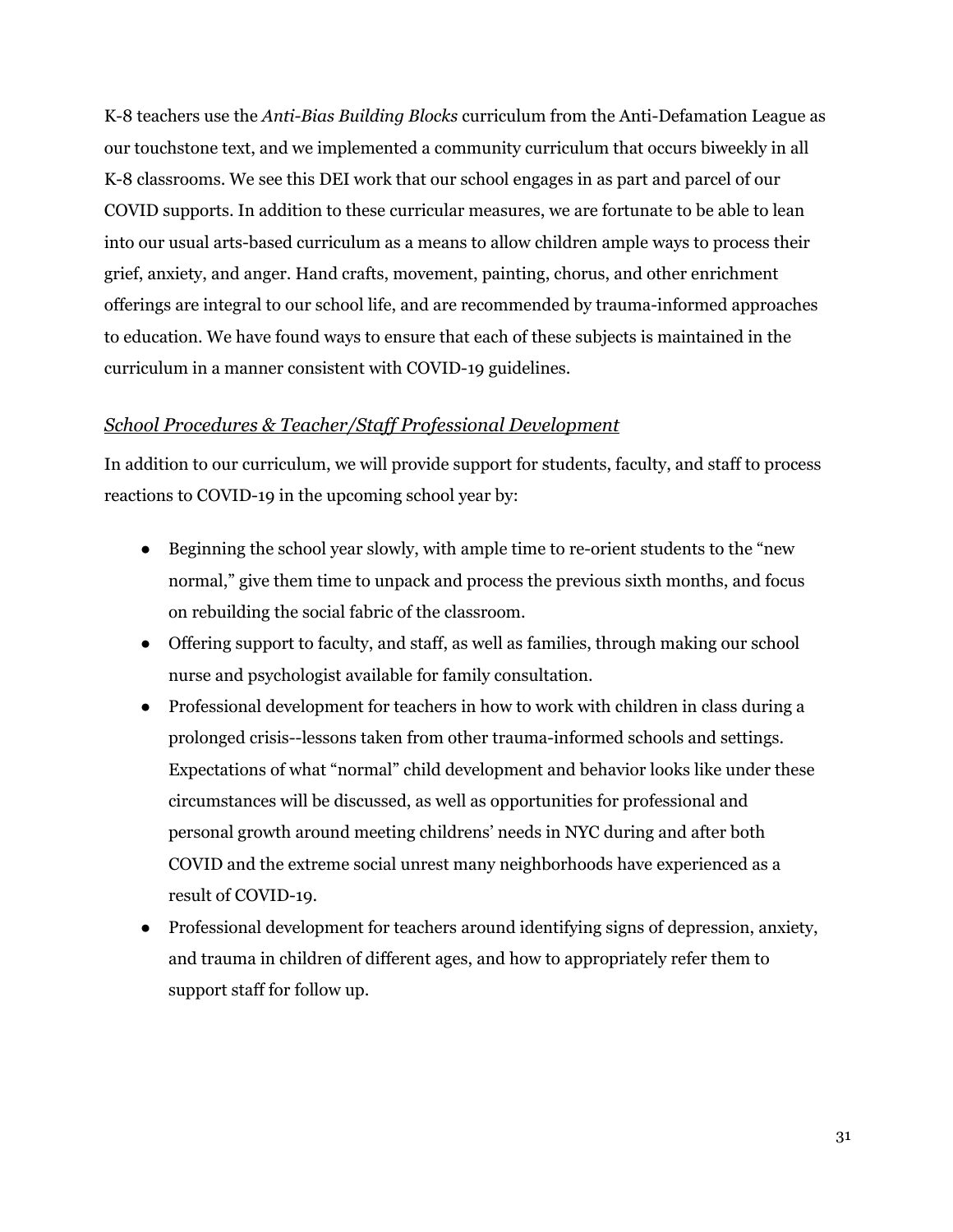K-8 teachers use the *Anti-Bias Building Blocks* curriculum from the Anti-Defamation League as our touchstone text, and we implemented a community curriculum that occurs biweekly in all K-8 classrooms. We see this DEI work that our school engages in as part and parcel of our COVID supports. In addition to these curricular measures, we are fortunate to be able to lean into our usual arts-based curriculum as a means to allow children ample ways to process their grief, anxiety, and anger. Hand crafts, movement, painting, chorus, and other enrichment offerings are integral to our school life, and are recommended by trauma-informed approaches to education. We have found ways to ensure that each of these subjects is maintained in the curriculum in a manner consistent with COVID-19 guidelines.

### *School Procedures & Teacher/Staff Professional Development*

In addition to our curriculum, we will provide support for students, faculty, and staff to process reactions to COVID-19 in the upcoming school year by:

- Beginning the school year slowly, with ample time to re-orient students to the "new normal," give them time to unpack and process the previous sixth months, and focus on rebuilding the social fabric of the classroom.
- Offering support to faculty, and staff, as well as families, through making our school nurse and psychologist available for family consultation.
- Professional development for teachers in how to work with children in class during a prolonged crisis--lessons taken from other trauma-informed schools and settings. Expectations of what "normal" child development and behavior looks like under these circumstances will be discussed, as well as opportunities for professional and personal growth around meeting childrens' needs in NYC during and after both COVID and the extreme social unrest many neighborhoods have experienced as a result of COVID-19.
- Professional development for teachers around identifying signs of depression, anxiety, and trauma in children of different ages, and how to appropriately refer them to support staff for follow up.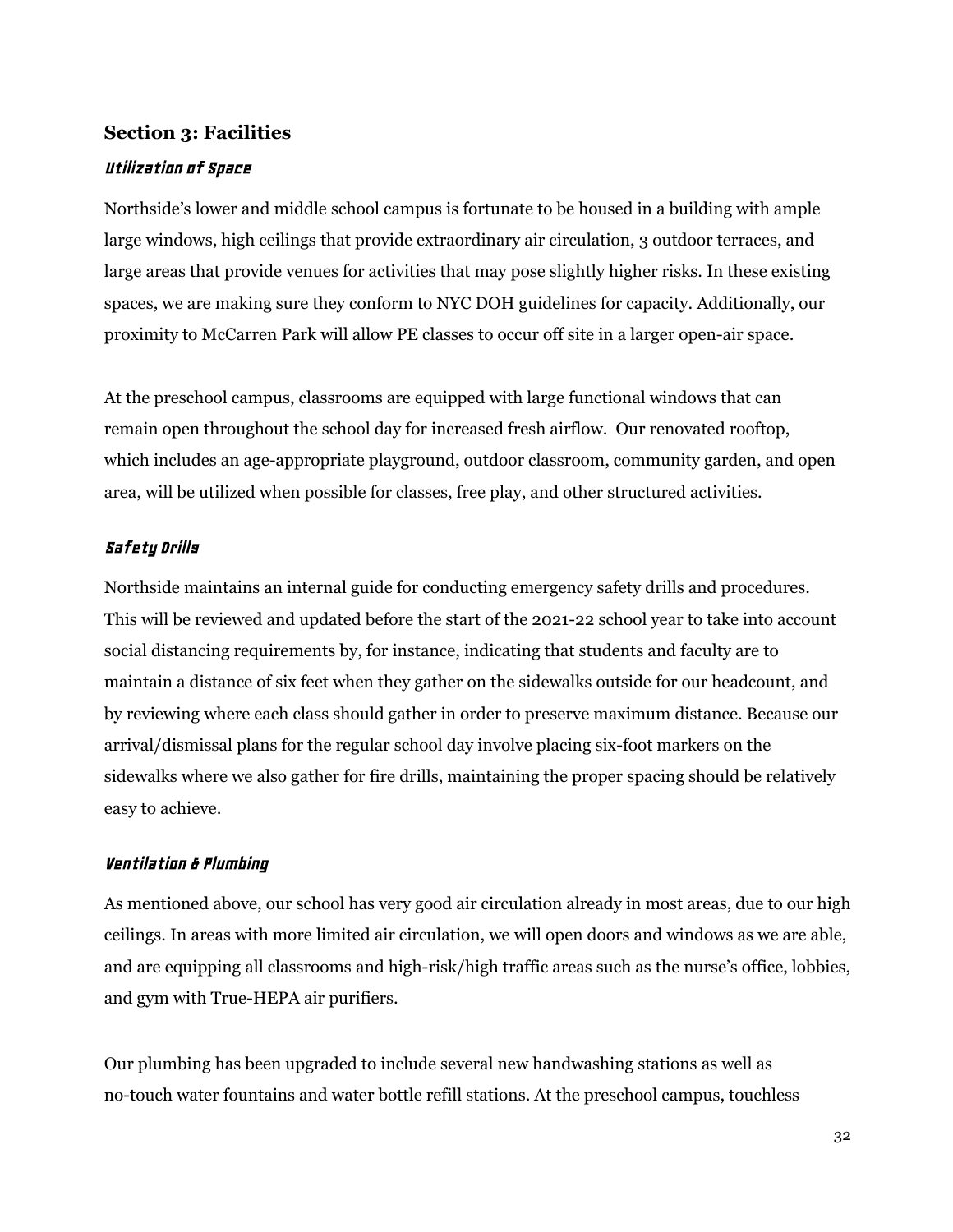## Section 3: Facilities

### *Utilization of Space*

Northside's lower and middle school campus is fortunate to be housed in a building with ample large windows, high ceilings that provide extraordinary air circulation, 3 outdoor terraces, and large areas that provide venues for activities that may pose slightly higher risks. In these existing spaces, we are making sure they conform to NYC DOH guidelines for capacity. Additionally, our proximity to McCarren Park will allow PE classes to occur off site in a larger open-air space.

At the preschool campus, classrooms are equipped with large functional windows that can remain open throughout the school day for increased fresh airflow. Our renovated rooftop, which includes an age-appropriate playground, outdoor classroom, community garden, and open area, will be utilized when possible for classes, free play, and other structured activities.

### *Safety Drills*

Northside maintains an internal guide for conducting emergency safety drills and procedures. This will be reviewed and updated before the start of the 2021-22 school year to take into account social distancing requirements by, for instance, indicating that students and faculty are to maintain a distance of six feet when they gather on the sidewalks outside for our headcount, and by reviewing where each class should gather in order to preserve maximum distance. Because our arrival/dismissal plans for the regular school day involve placing six-foot markers on the sidewalks where we also gather for fire drills, maintaining the proper spacing should be relatively easy to achieve.

### *Ventilation & Plumbing*

As mentioned above, our school has very good air circulation already in most areas, due to our high ceilings. In areas with more limited air circulation, we will open doors and windows as we are able, and are equipping all classrooms and high-risk/high traffic areas such as the nurse's office, lobbies, and gym with True-HEPA air purifiers.

Our plumbing has been upgraded to include several new handwashing stations as well as no-touch water fountains and water bottle refill stations. At the preschool campus, touchless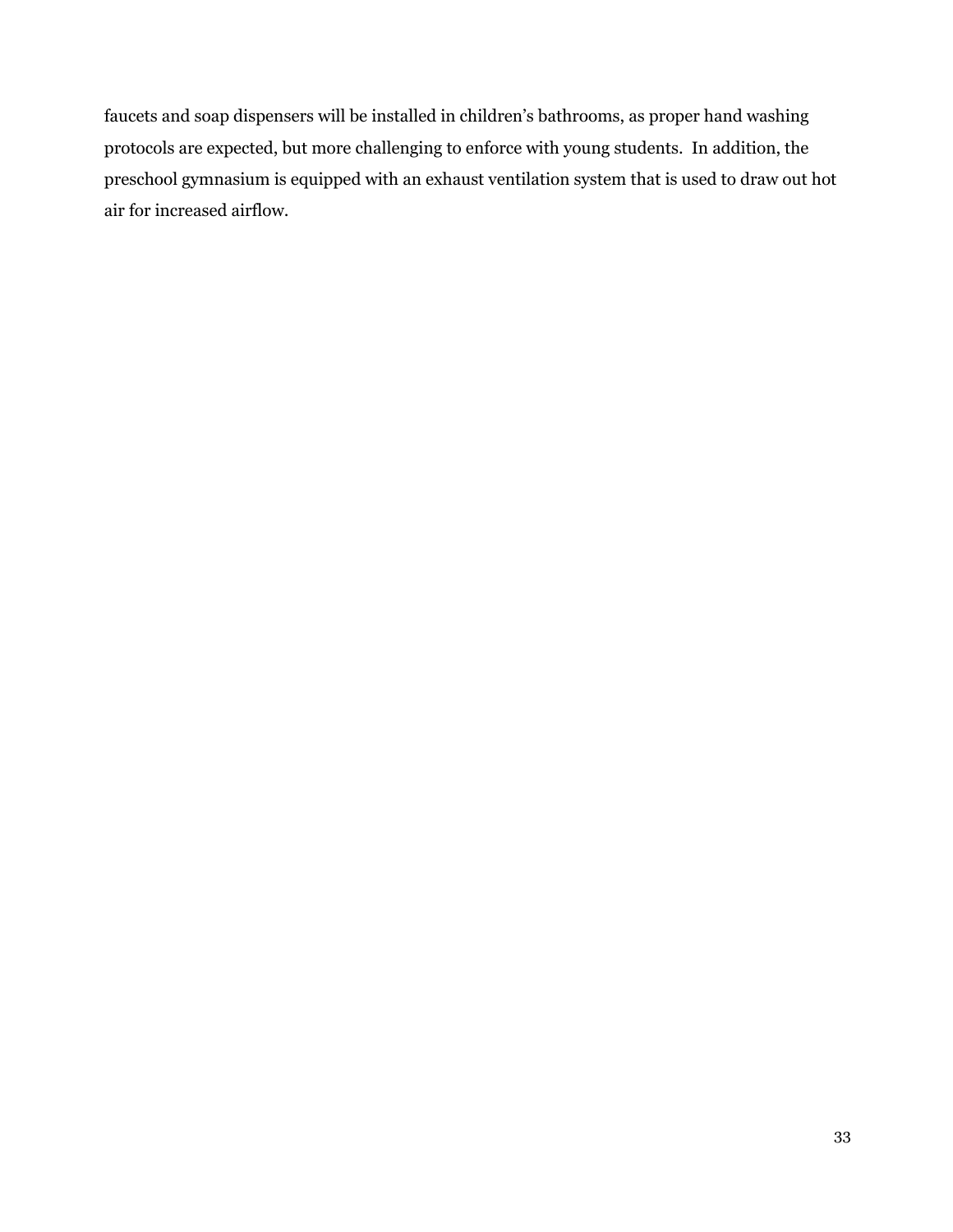faucets and soap dispensers will be installed in children's bathrooms, as proper hand washing protocols are expected, but more challenging to enforce with young students.  In addition, the preschool gymnasium is equipped with an exhaust ventilation system that is used to draw out hot air for increased airflow.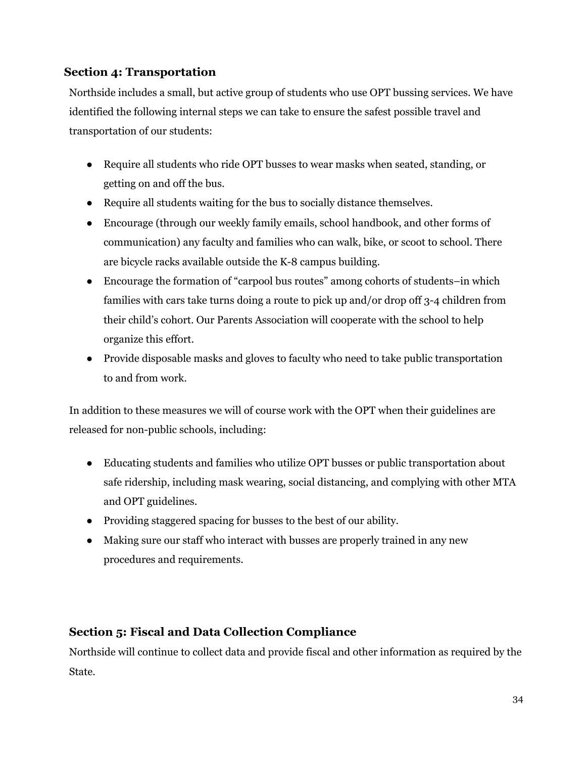### Section 4: Transportation

Northside includes a small, but active group of students who use OPT bussing services. We have identified the following internal steps we can take to ensure the safest possible travel and transportation of our students:

- Require all students who ride OPT busses to wear masks when seated, standing, or getting on and off the bus.
- Require all students waiting for the bus to socially distance themselves.
- Encourage (through our weekly family emails, school handbook, and other forms of communication) any faculty and families who can walk, bike, or scoot to school. There are bicycle racks available outside the K-8 campus building.
- Encourage the formation of "carpool bus routes" among cohorts of students–in which families with cars take turns doing a route to pick up and/or drop off 3-4 children from their child's cohort. Our Parents Association will cooperate with the school to help organize this effort.
- Provide disposable masks and gloves to faculty who need to take public transportation to and from work.

In addition to these measures we will of course work with the OPT when their guidelines are released for non-public schools, including:

- Educating students and families who utilize OPT busses or public transportation about safe ridership, including mask wearing, social distancing, and complying with other MTA and OPT guidelines.
- Providing staggered spacing for busses to the best of our ability.
- Making sure our staff who interact with busses are properly trained in any new procedures and requirements.

### Section 5: Fiscal and Data Collection Compliance

Northside will continue to collect data and provide fiscal and other information as required by the State.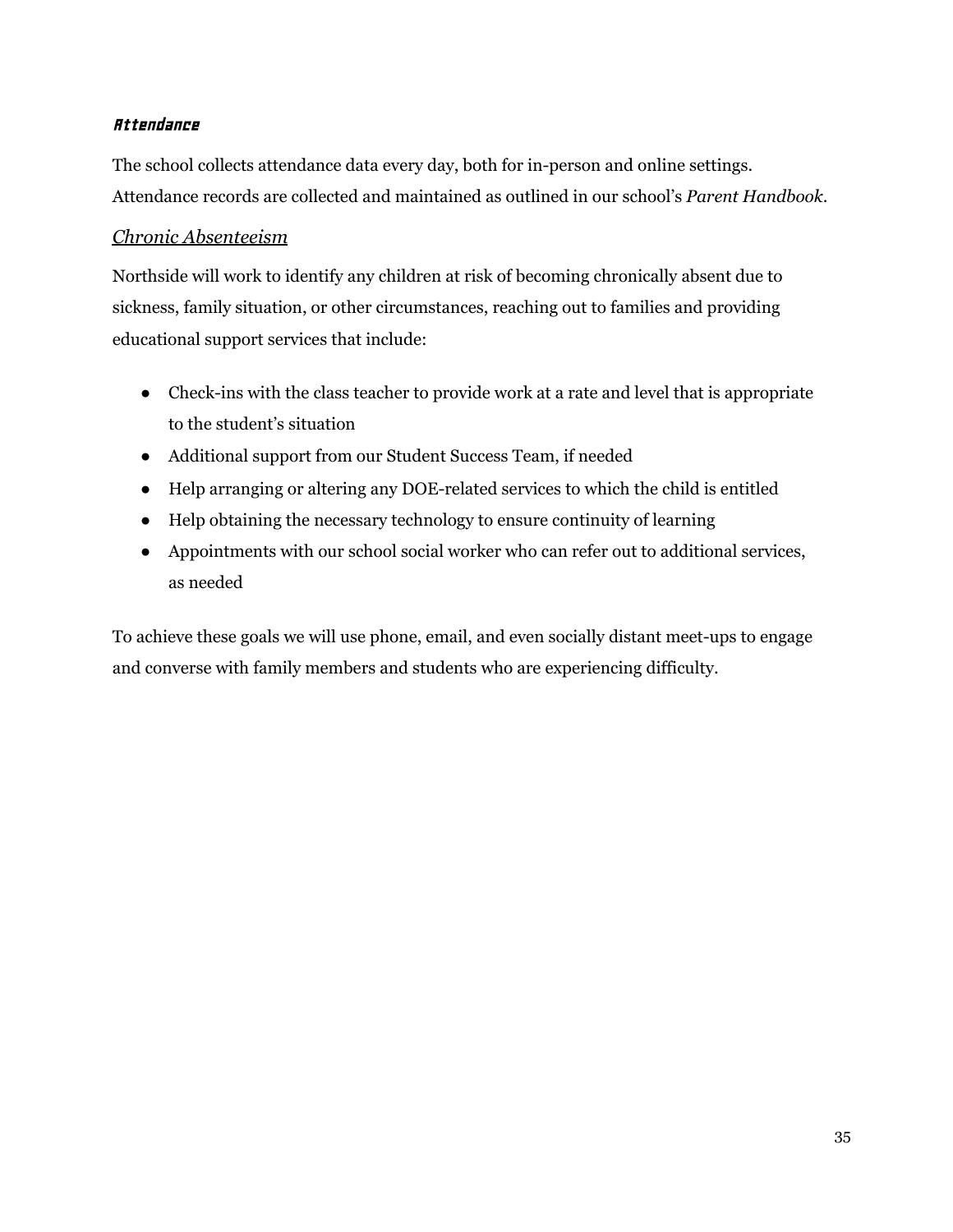### ***Attendance***

The school collects attendance data every day, both for in-person and online settings. Attendance records are collected and maintained as outlined in our school's *Parent Handbook*.

#### *Chronic Absenteeism*

Northside will work to identify any children at risk of becoming chronically absent due to sickness, family situation, or other circumstances, reaching out to families and providing educational support services that include:

- Check-ins with the class teacher to provide work at a rate and level that is appropriate to the student's situation
- Additional support from our Student Success Team, if needed
- Help arranging or altering any DOE-related services to which the child is entitled
- Help obtaining the necessary technology to ensure continuity of learning
- Appointments with our school social worker who can refer out to additional services, as needed

To achieve these goals we will use phone, email, and even socially distant meet-ups to engage and converse with family members and students who are experiencing difficulty.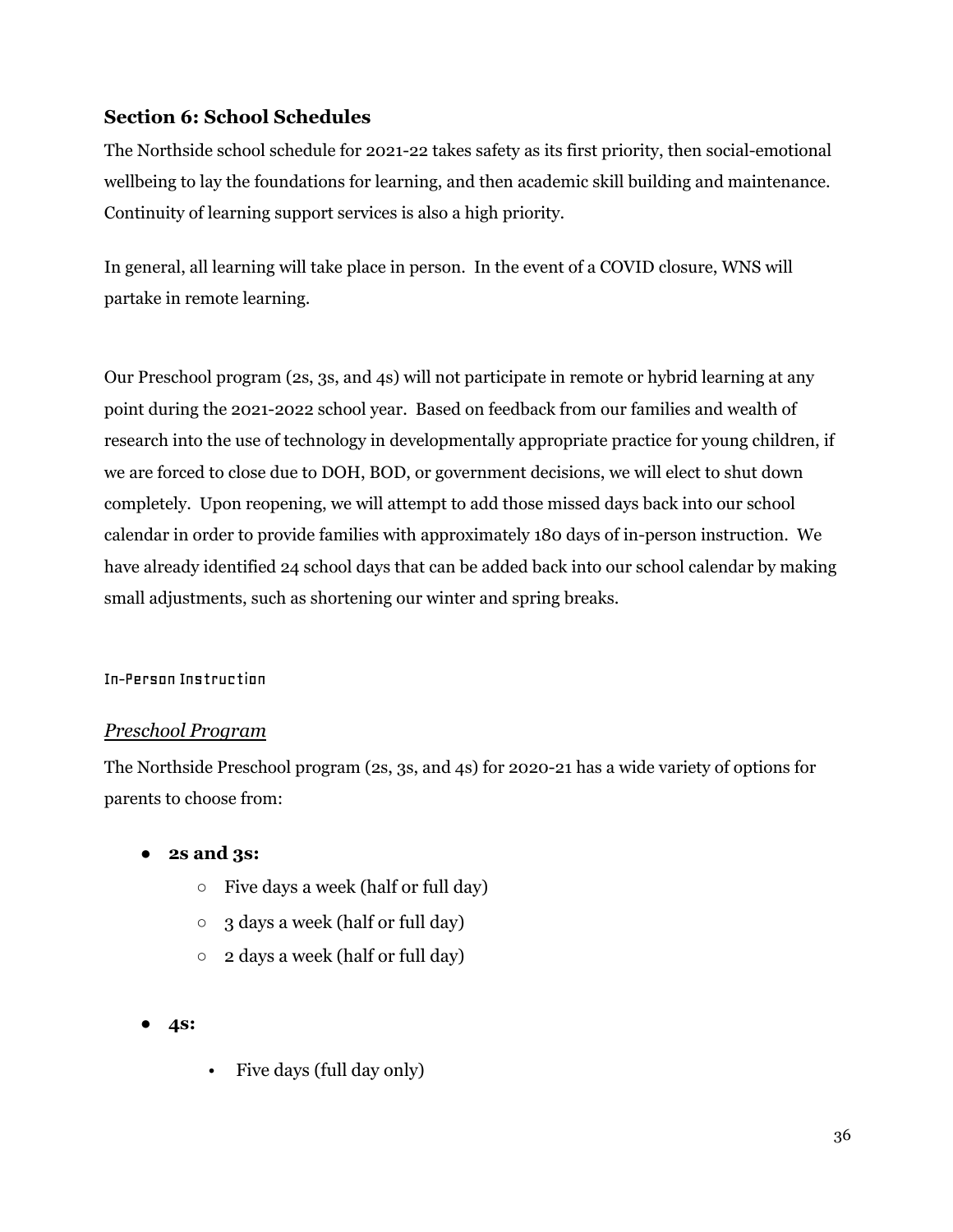## Section 6: School Schedules

The Northside school schedule for 2021-22 takes safety as its first priority, then social-emotional wellbeing to lay the foundations for learning, and then academic skill building and maintenance. Continuity of learning support services is also a high priority.

In general, all learning will take place in person. In the event of a COVID closure, WNS will partake in remote learning.

Our Preschool program (2s, 3s, and 4s) will not participate in remote or hybrid learning at any point during the 2021-2022 school year. Based on feedback from our families and wealth of research into the use of technology in developmentally appropriate practice for young children, if we are forced to close due to DOH, BOD, or government decisions, we will elect to shut down completely. Upon reopening, we will attempt to add those missed days back into our school calendar in order to provide families with approximately 180 days of in-person instruction. We have already identified 24 school days that can be added back into our school calendar by making small adjustments, such as shortening our winter and spring breaks.

#### In-Person Instruction

### *Preschool Program*

The Northside Preschool program (2s, 3s, and 4s) for 2020-21 has a wide variety of options for parents to choose from:

- **2s and 3s:**
  - Five days a week (half or full day)
  - 3 days a week (half or full day)
  - 2 days a week (half or full day)

- **4s:**
  - Five days (full day only)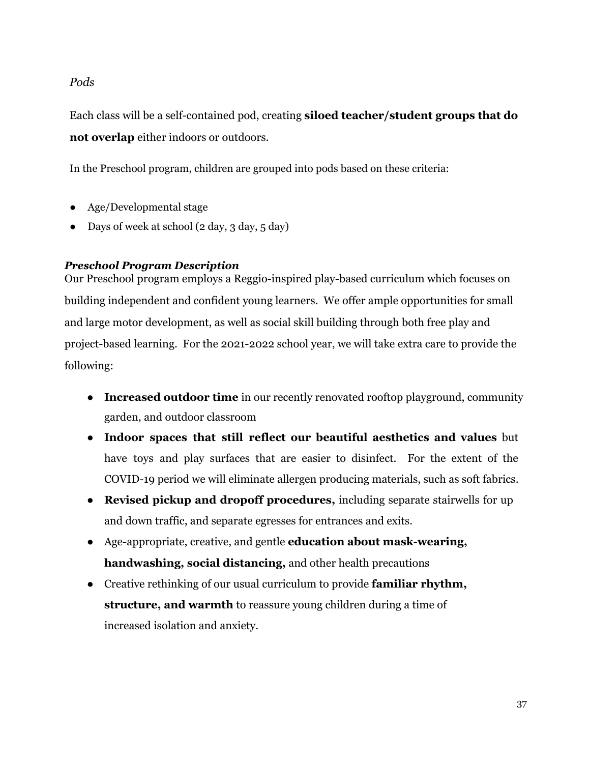*Pods*

Each class will be a self-contained pod, creating **siloed teacher/student groups that do not overlap** either indoors or outdoors.

In the Preschool program, children are grouped into pods based on these criteria:

- Age/Developmental stage
- Days of week at school (2 day, 3 day, 5 day)

***Preschool Program Description***

Our Preschool program employs a Reggio-inspired play-based curriculum which focuses on building independent and confident young learners. We offer ample opportunities for small and large motor development, as well as social skill building through both free play and project-based learning. For the 2021-2022 school year, we will take extra care to provide the following:

- **Increased outdoor time** in our recently renovated rooftop playground, community garden, and outdoor classroom
- **Indoor spaces that still reflect our beautiful aesthetics and values** but have toys and play surfaces that are easier to disinfect. For the extent of the COVID-19 period we will eliminate allergen producing materials, such as soft fabrics.
- **Revised pickup and dropoff procedures,** including separate stairwells for up and down traffic, and separate egresses for entrances and exits.
- Age-appropriate, creative, and gentle **education about mask-wearing, handwashing, social distancing,** and other health precautions
- Creative rethinking of our usual curriculum to provide **familiar rhythm, structure, and warmth** to reassure young children during a time of increased isolation and anxiety.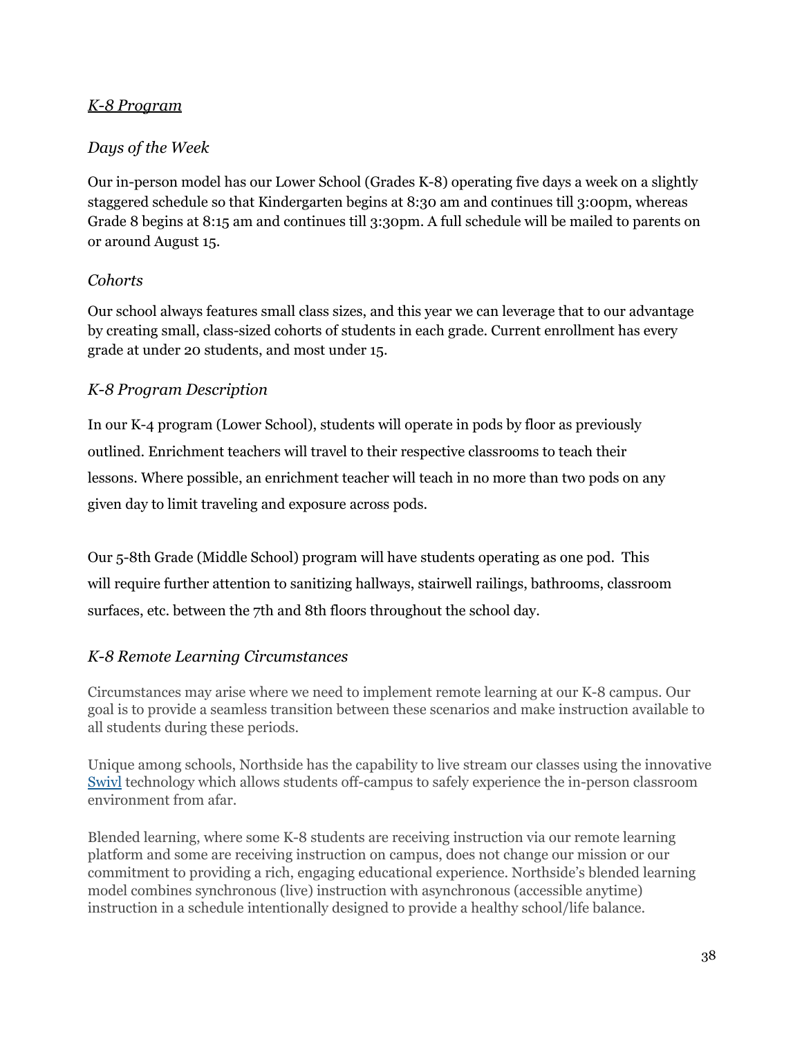## *K-8 Program*

### *Days of the Week*

Our in-person model has our Lower School (Grades K-8) operating five days a week on a slightly staggered schedule so that Kindergarten begins at 8:30 am and continues till 3:00pm, whereas Grade 8 begins at 8:15 am and continues till 3:30pm. A full schedule will be mailed to parents on or around August 15.

### *Cohorts*

Our school always features small class sizes, and this year we can leverage that to our advantage by creating small, class-sized cohorts of students in each grade. Current enrollment has every grade at under 20 students, and most under 15.

### *K-8 Program Description*

In our K-4 program (Lower School), students will operate in pods by floor as previously outlined. Enrichment teachers will travel to their respective classrooms to teach their lessons. Where possible, an enrichment teacher will teach in no more than two pods on any given day to limit traveling and exposure across pods.

Our 5-8th Grade (Middle School) program will have students operating as one pod. This will require further attention to sanitizing hallways, stairwell railings, bathrooms, classroom surfaces, etc. between the 7th and 8th floors throughout the school day.

### *K-8 Remote Learning Circumstances*

Circumstances may arise where we need to implement remote learning at our K-8 campus. Our goal is to provide a seamless transition between these scenarios and make instruction available to all students during these periods.

Unique among schools, Northside has the capability to live stream our classes using the innovative Swivl technology which allows students off-campus to safely experience the in-person classroom environment from afar.

Blended learning, where some K-8 students are receiving instruction via our remote learning platform and some are receiving instruction on campus, does not change our mission or our commitment to providing a rich, engaging educational experience. Northside's blended learning model combines synchronous (live) instruction with asynchronous (accessible anytime) instruction in a schedule intentionally designed to provide a healthy school/life balance.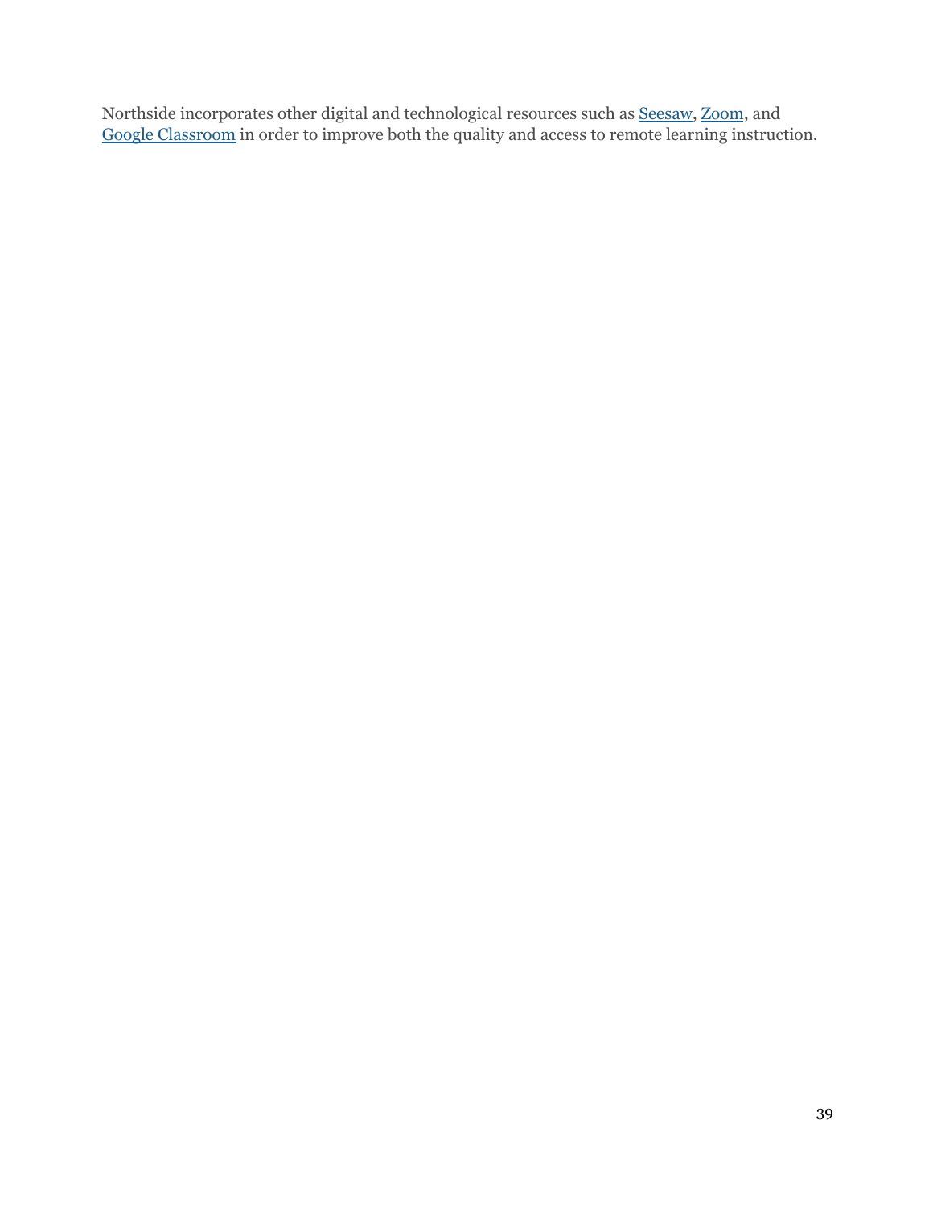Northside incorporates other digital and technological resources such as Seesaw, Zoom, and Google Classroom in order to improve both the quality and access to remote learning instruction.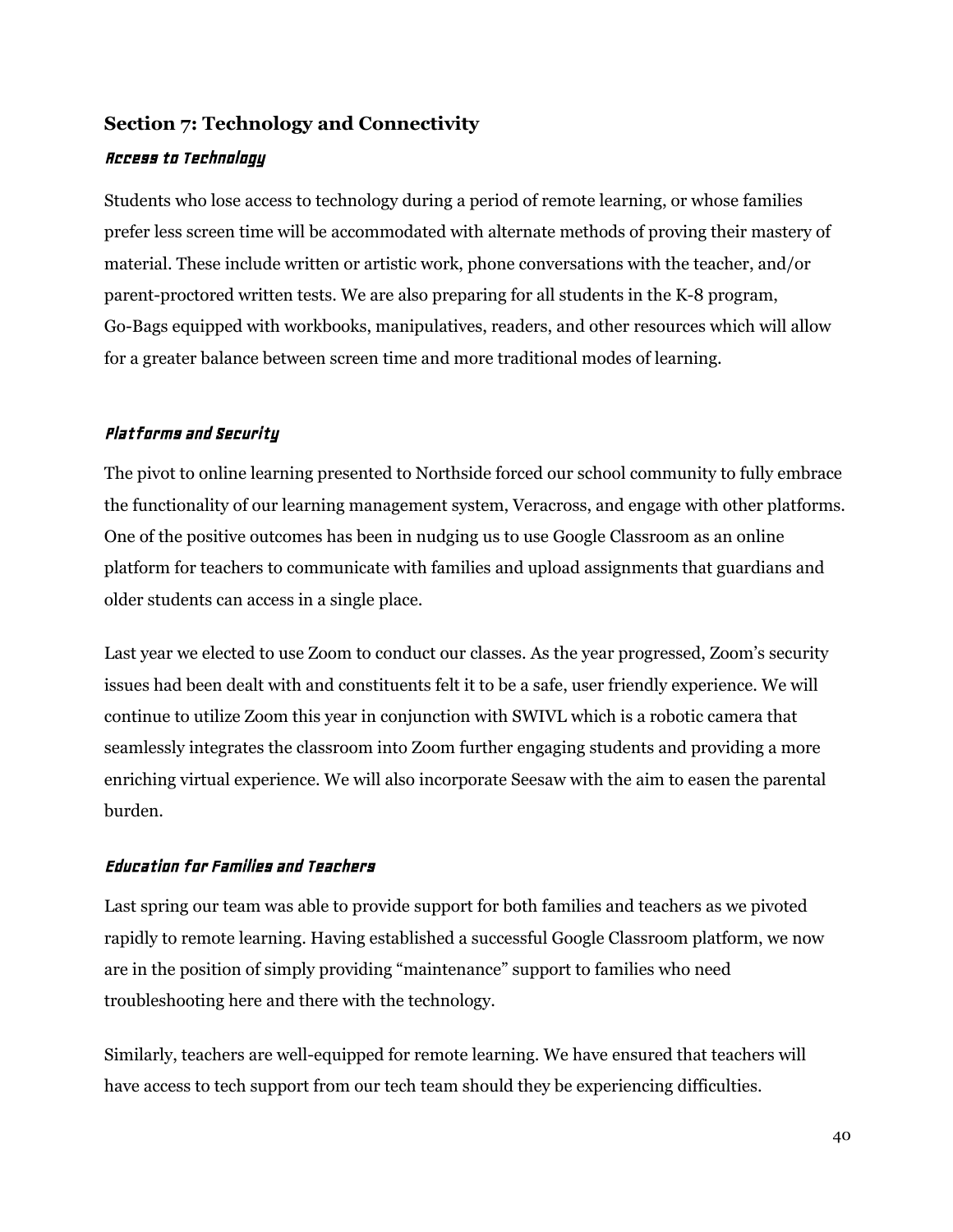## Section 7: Technology and Connectivity

### *Access to Technology*

Students who lose access to technology during a period of remote learning, or whose families prefer less screen time will be accommodated with alternate methods of proving their mastery of material. These include written or artistic work, phone conversations with the teacher, and/or parent-proctored written tests. We are also preparing for all students in the K-8 program, Go-Bags equipped with workbooks, manipulatives, readers, and other resources which will allow for a greater balance between screen time and more traditional modes of learning.

### *Platforms and Security*

The pivot to online learning presented to Northside forced our school community to fully embrace the functionality of our learning management system, Veracross, and engage with other platforms. One of the positive outcomes has been in nudging us to use Google Classroom as an online platform for teachers to communicate with families and upload assignments that guardians and older students can access in a single place.

Last year we elected to use Zoom to conduct our classes. As the year progressed, Zoom's security issues had been dealt with and constituents felt it to be a safe, user friendly experience. We will continue to utilize Zoom this year in conjunction with SWIVL which is a robotic camera that seamlessly integrates the classroom into Zoom further engaging students and providing a more enriching virtual experience. We will also incorporate Seesaw with the aim to easen the parental burden.

### *Education for Families and Teachers*

Last spring our team was able to provide support for both families and teachers as we pivoted rapidly to remote learning. Having established a successful Google Classroom platform, we now are in the position of simply providing "maintenance" support to families who need troubleshooting here and there with the technology.

Similarly, teachers are well-equipped for remote learning. We have ensured that teachers will have access to tech support from our tech team should they be experiencing difficulties.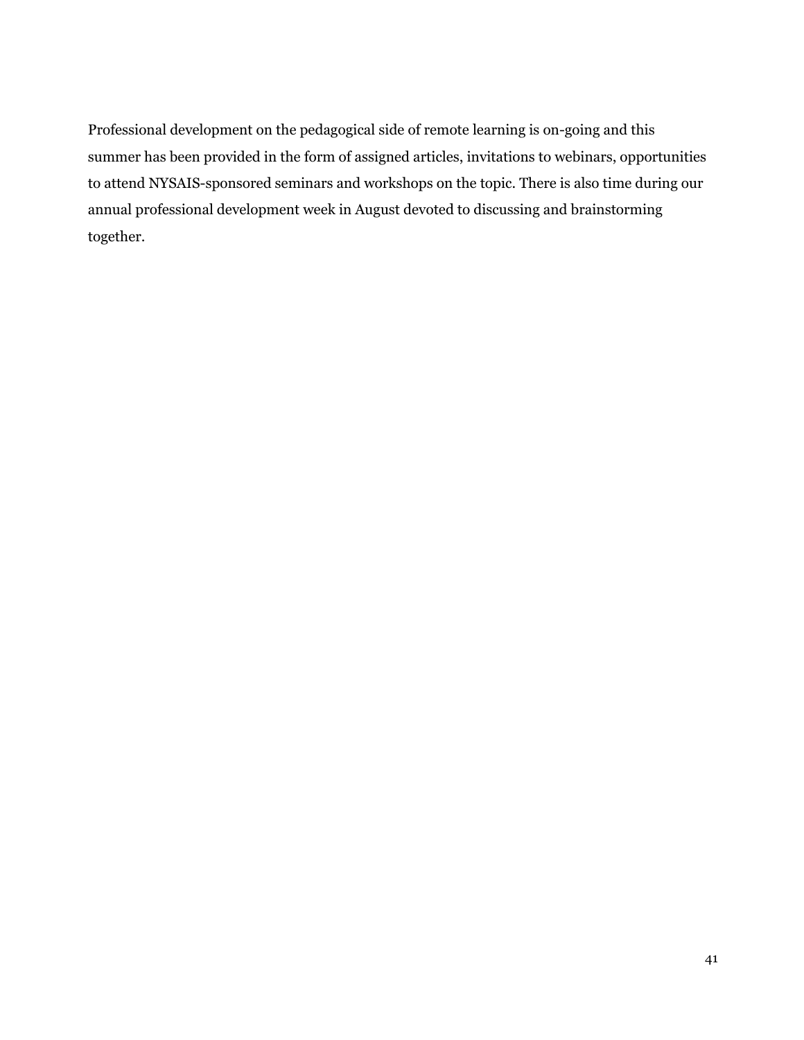Professional development on the pedagogical side of remote learning is on-going and this summer has been provided in the form of assigned articles, invitations to webinars, opportunities to attend NYSAIS-sponsored seminars and workshops on the topic. There is also time during our annual professional development week in August devoted to discussing and brainstorming together.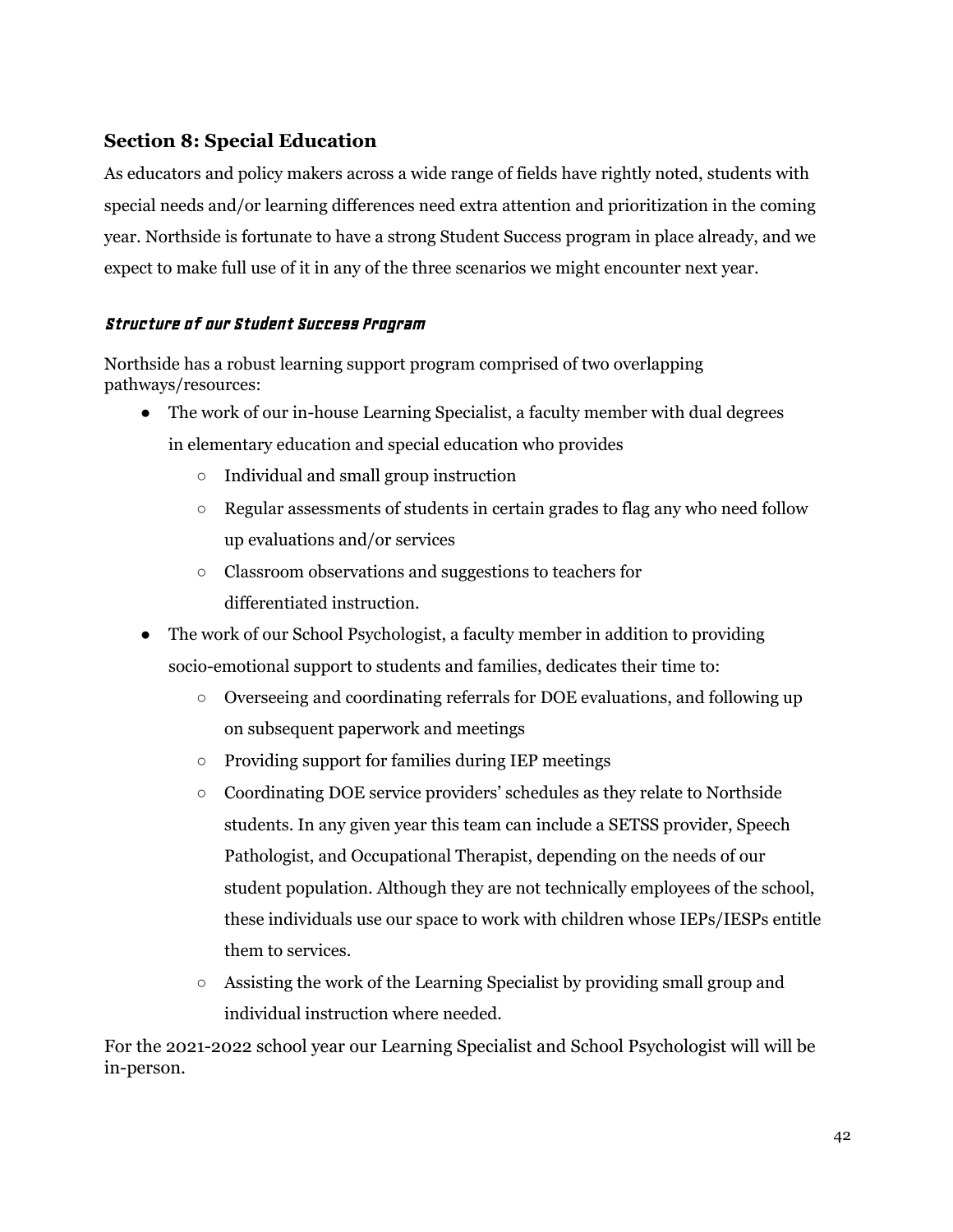## Section 8: Special Education

As educators and policy makers across a wide range of fields have rightly noted, students with special needs and/or learning differences need extra attention and prioritization in the coming year. Northside is fortunate to have a strong Student Success program in place already, and we expect to make full use of it in any of the three scenarios we might encounter next year.

### *Structure of our Student Success Program*

Northside has a robust learning support program comprised of two overlapping pathways/resources:

- The work of our in-house Learning Specialist, a faculty member with dual degrees in elementary education and special education who provides
  - Individual and small group instruction
  - Regular assessments of students in certain grades to flag any who need follow up evaluations and/or services
  - Classroom observations and suggestions to teachers for differentiated instruction.
- The work of our School Psychologist, a faculty member in addition to providing socio-emotional support to students and families, dedicates their time to:
  - Overseeing and coordinating referrals for DOE evaluations, and following up on subsequent paperwork and meetings
  - Providing support for families during IEP meetings
  - Coordinating DOE service providers' schedules as they relate to Northside students. In any given year this team can include a SETSS provider, Speech Pathologist, and Occupational Therapist, depending on the needs of our student population. Although they are not technically employees of the school, these individuals use our space to work with children whose IEPs/IESPs entitle them to services.
  - Assisting the work of the Learning Specialist by providing small group and individual instruction where needed.

For the 2021-2022 school year our Learning Specialist and School Psychologist will will be in-person.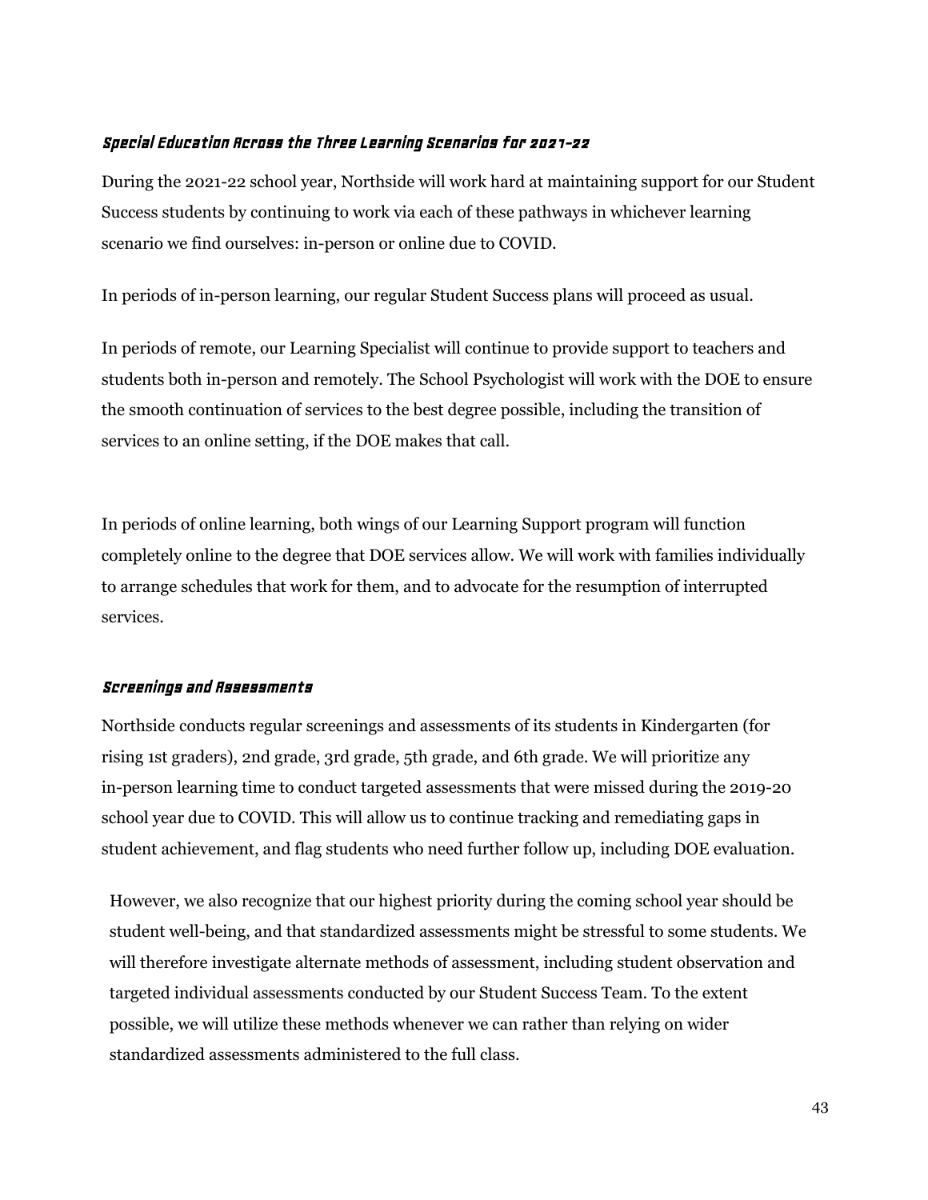### *Special Education Across the Three Learning Scenarios for 2021-22*

During the 2021-22 school year, Northside will work hard at maintaining support for our Student Success students by continuing to work via each of these pathways in whichever learning scenario we find ourselves: in-person or online due to COVID.

In periods of in-person learning, our regular Student Success plans will proceed as usual.

In periods of remote, our Learning Specialist will continue to provide support to teachers and students both in-person and remotely. The School Psychologist will work with the DOE to ensure the smooth continuation of services to the best degree possible, including the transition of services to an online setting, if the DOE makes that call.

In periods of online learning, both wings of our Learning Support program will function completely online to the degree that DOE services allow. We will work with families individually to arrange schedules that work for them, and to advocate for the resumption of interrupted services.

### *Screenings and Assessments*

Northside conducts regular screenings and assessments of its students in Kindergarten (for rising 1st graders), 2nd grade, 3rd grade, 5th grade, and 6th grade. We will prioritize any in-person learning time to conduct targeted assessments that were missed during the 2019-20 school year due to COVID. This will allow us to continue tracking and remediating gaps in student achievement, and flag students who need further follow up, including DOE evaluation.

However, we also recognize that our highest priority during the coming school year should be student well-being, and that standardized assessments might be stressful to some students. We will therefore investigate alternate methods of assessment, including student observation and targeted individual assessments conducted by our Student Success Team. To the extent possible, we will utilize these methods whenever we can rather than relying on wider standardized assessments administered to the full class.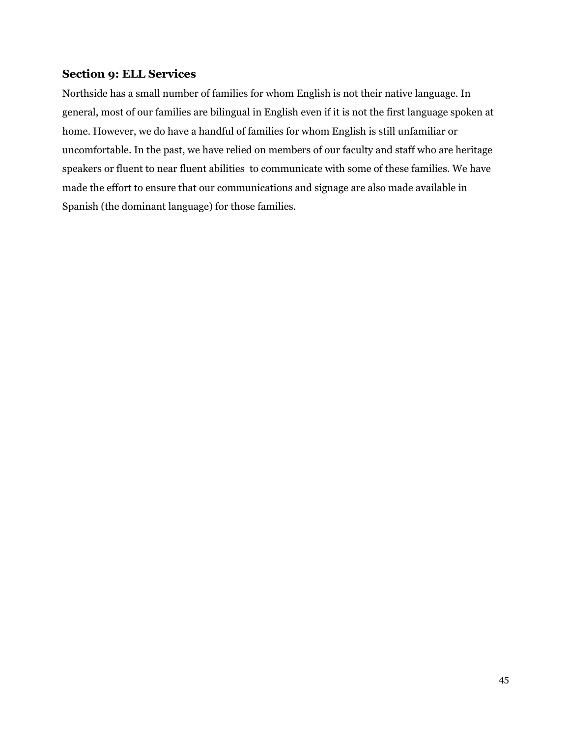### Section 9: ELL Services

Northside has a small number of families for whom English is not their native language. In general, most of our families are bilingual in English even if it is not the first language spoken at home. However, we do have a handful of families for whom English is still unfamiliar or uncomfortable. In the past, we have relied on members of our faculty and staff who are heritage speakers or fluent to near fluent abilities to communicate with some of these families. We have made the effort to ensure that our communications and signage are also made available in Spanish (the dominant language) for those families.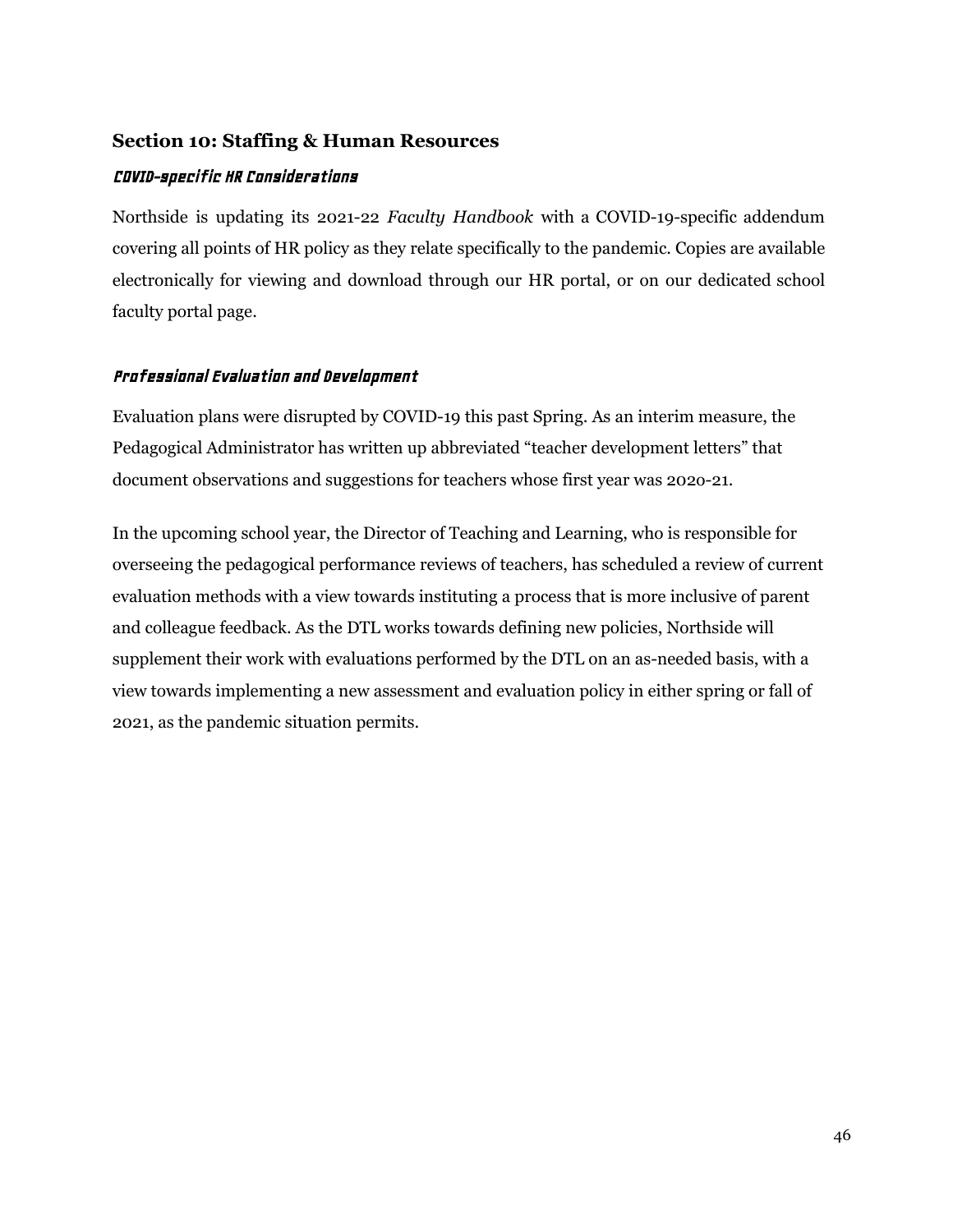## Section 10: Staffing & Human Resources

### *COVID-specific HR Considerations*

Northside is updating its 2021-22 *Faculty Handbook* with a COVID-19-specific addendum covering all points of HR policy as they relate specifically to the pandemic. Copies are available electronically for viewing and download through our HR portal, or on our dedicated school faculty portal page.

### *Professional Evaluation and Development*

Evaluation plans were disrupted by COVID-19 this past Spring. As an interim measure, the Pedagogical Administrator has written up abbreviated "teacher development letters" that document observations and suggestions for teachers whose first year was 2020-21.

In the upcoming school year, the Director of Teaching and Learning, who is responsible for overseeing the pedagogical performance reviews of teachers, has scheduled a review of current evaluation methods with a view towards instituting a process that is more inclusive of parent and colleague feedback. As the DTL works towards defining new policies, Northside will supplement their work with evaluations performed by the DTL on an as-needed basis, with a view towards implementing a new assessment and evaluation policy in either spring or fall of 2021, as the pandemic situation permits.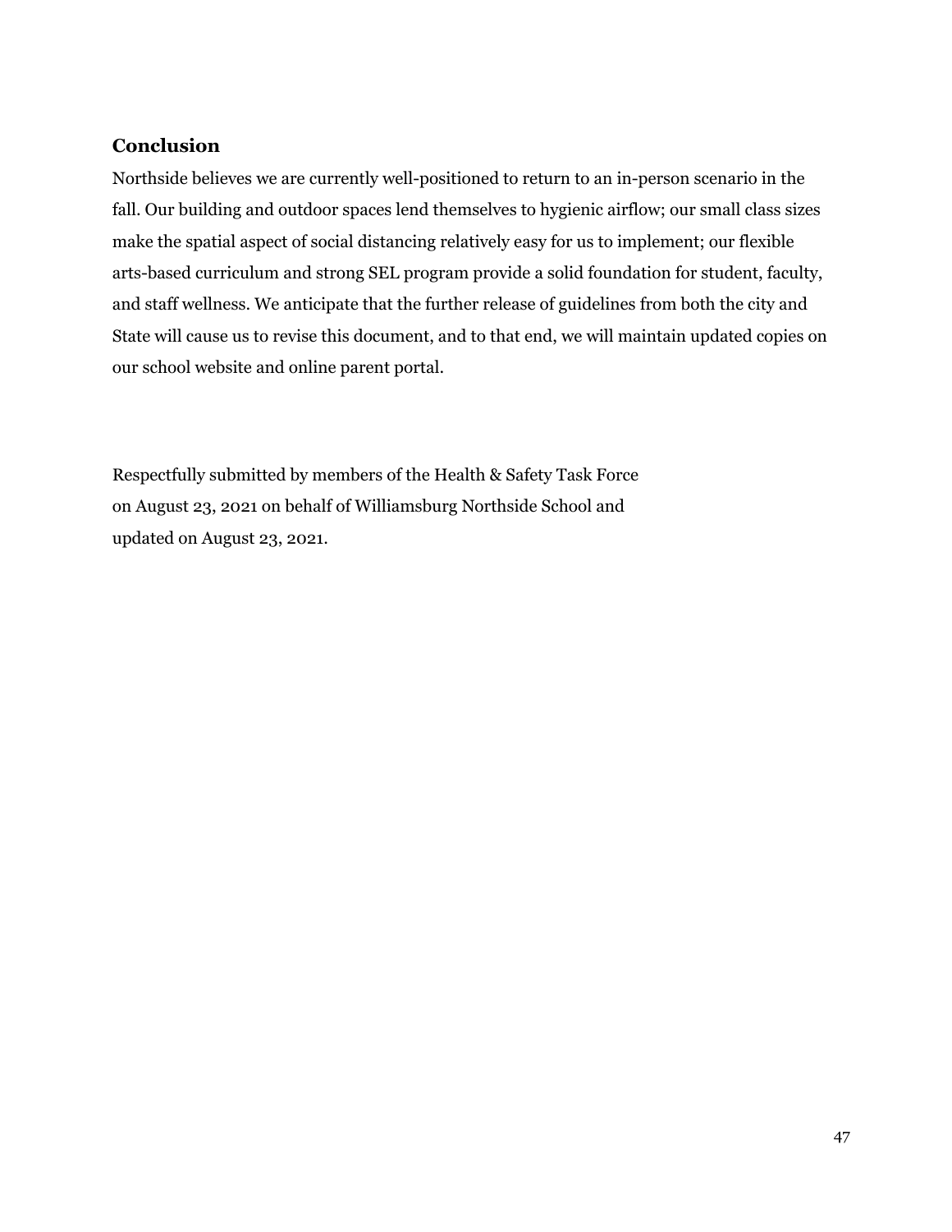## Conclusion

Northside believes we are currently well-positioned to return to an in-person scenario in the fall. Our building and outdoor spaces lend themselves to hygienic airflow; our small class sizes make the spatial aspect of social distancing relatively easy for us to implement; our flexible arts-based curriculum and strong SEL program provide a solid foundation for student, faculty, and staff wellness. We anticipate that the further release of guidelines from both the city and State will cause us to revise this document, and to that end, we will maintain updated copies on our school website and online parent portal.

Respectfully submitted by members of the Health & Safety Task Force
on August 23, 2021 on behalf of Williamsburg Northside School and
updated on August 23, 2021.